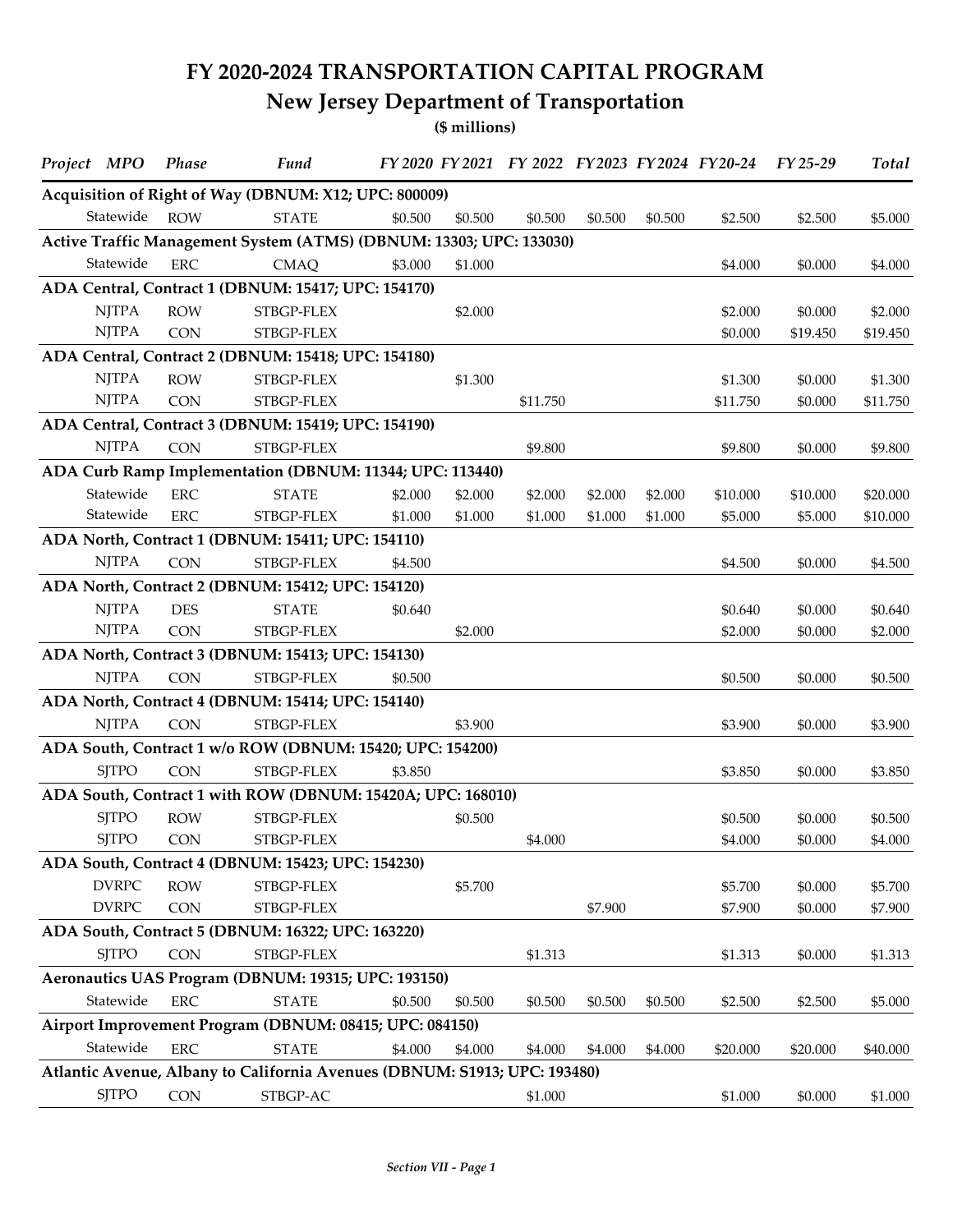# FY 2020-2024 TRANSPORTATION CAPITAL PROGRAM

## New Jersey Department of Transportation

**($ millions)**

| Project MPO | Phase | Fund | FY 2020 | FY 2021 | FY 2022 | FY 2023 | FY 2024 | FY 20-24 | FY 25-29 | Total |
|---|---|---|---|---|---|---|---|---|---|---|
| **Acquisition of Right of Way (DBNUM: X12; UPC: 800009)** | | | | | | | | | | |
| Statewide | ROW | STATE | $0.500 | $0.500 | $0.500 | $0.500 | $0.500 | $2.500 | $2.500 | $5.000 |
| **Active Traffic Management System (ATMS) (DBNUM: 13303; UPC: 133030)** | | | | | | | | | | |
| Statewide | ERC | CMAQ | $3.000 | $1.000 | | | | $4.000 | $0.000 | $4.000 |
| **ADA Central, Contract 1 (DBNUM: 15417; UPC: 154170)** | | | | | | | | | | |
| NJTPA | ROW | STBGP-FLEX | | $2.000 | | | | $2.000 | $0.000 | $2.000 |
| NJTPA | CON | STBGP-FLEX | | | | | | $0.000 | $19.450 | $19.450 |
| **ADA Central, Contract 2 (DBNUM: 15418; UPC: 154180)** | | | | | | | | | | |
| NJTPA | ROW | STBGP-FLEX | | $1.300 | | | | $1.300 | $0.000 | $1.300 |
| NJTPA | CON | STBGP-FLEX | | | $11.750 | | | $11.750 | $0.000 | $11.750 |
| **ADA Central, Contract 3 (DBNUM: 15419; UPC: 154190)** | | | | | | | | | | |
| NJTPA | CON | STBGP-FLEX | | | $9.800 | | | $9.800 | $0.000 | $9.800 |
| **ADA Curb Ramp Implementation (DBNUM: 11344; UPC: 113440)** | | | | | | | | | | |
| Statewide | ERC | STATE | $2.000 | $2.000 | $2.000 | $2.000 | $2.000 | $10.000 | $10.000 | $20.000 |
| Statewide | ERC | STBGP-FLEX | $1.000 | $1.000 | $1.000 | $1.000 | $1.000 | $5.000 | $5.000 | $10.000 |
| **ADA North, Contract 1 (DBNUM: 15411; UPC: 154110)** | | | | | | | | | | |
| NJTPA | CON | STBGP-FLEX | $4.500 | | | | | $4.500 | $0.000 | $4.500 |
| **ADA North, Contract 2 (DBNUM: 15412; UPC: 154120)** | | | | | | | | | | |
| NJTPA | DES | STATE | $0.640 | | | | | $0.640 | $0.000 | $0.640 |
| NJTPA | CON | STBGP-FLEX | | $2.000 | | | | $2.000 | $0.000 | $2.000 |
| **ADA North, Contract 3 (DBNUM: 15413; UPC: 154130)** | | | | | | | | | | |
| NJTPA | CON | STBGP-FLEX | $0.500 | | | | | $0.500 | $0.000 | $0.500 |
| **ADA North, Contract 4 (DBNUM: 15414; UPC: 154140)** | | | | | | | | | | |
| NJTPA | CON | STBGP-FLEX | | $3.900 | | | | $3.900 | $0.000 | $3.900 |
| **ADA South, Contract 1 w/o ROW (DBNUM: 15420; UPC: 154200)** | | | | | | | | | | |
| SJTPO | CON | STBGP-FLEX | $3.850 | | | | | $3.850 | $0.000 | $3.850 |
| **ADA South, Contract 1 with ROW (DBNUM: 15420A; UPC: 168010)** | | | | | | | | | | |
| SJTPO | ROW | STBGP-FLEX | | $0.500 | | | | $0.500 | $0.000 | $0.500 |
| SJTPO | CON | STBGP-FLEX | | | $4.000 | | | $4.000 | $0.000 | $4.000 |
| **ADA South, Contract 4 (DBNUM: 15423; UPC: 154230)** | | | | | | | | | | |
| DVRPC | ROW | STBGP-FLEX | | $5.700 | | | | $5.700 | $0.000 | $5.700 |
| DVRPC | CON | STBGP-FLEX | | | | $7.900 | | $7.900 | $0.000 | $7.900 |
| **ADA South, Contract 5 (DBNUM: 16322; UPC: 163220)** | | | | | | | | | | |
| SJTPO | CON | STBGP-FLEX | | | $1.313 | | | $1.313 | $0.000 | $1.313 |
| **Aeronautics UAS Program (DBNUM: 19315; UPC: 193150)** | | | | | | | | | | |
| Statewide | ERC | STATE | $0.500 | $0.500 | $0.500 | $0.500 | $0.500 | $2.500 | $2.500 | $5.000 |
| **Airport Improvement Program (DBNUM: 08415; UPC: 084150)** | | | | | | | | | | |
| Statewide | ERC | STATE | $4.000 | $4.000 | $4.000 | $4.000 | $4.000 | $20.000 | $20.000 | $40.000 |
| **Atlantic Avenue, Albany to California Avenues (DBNUM: S1913; UPC: 193480)** | | | | | | | | | | |
| SJTPO | CON | STBGP-AC | | | $1.000 | | | $1.000 | $0.000 | $1.000 |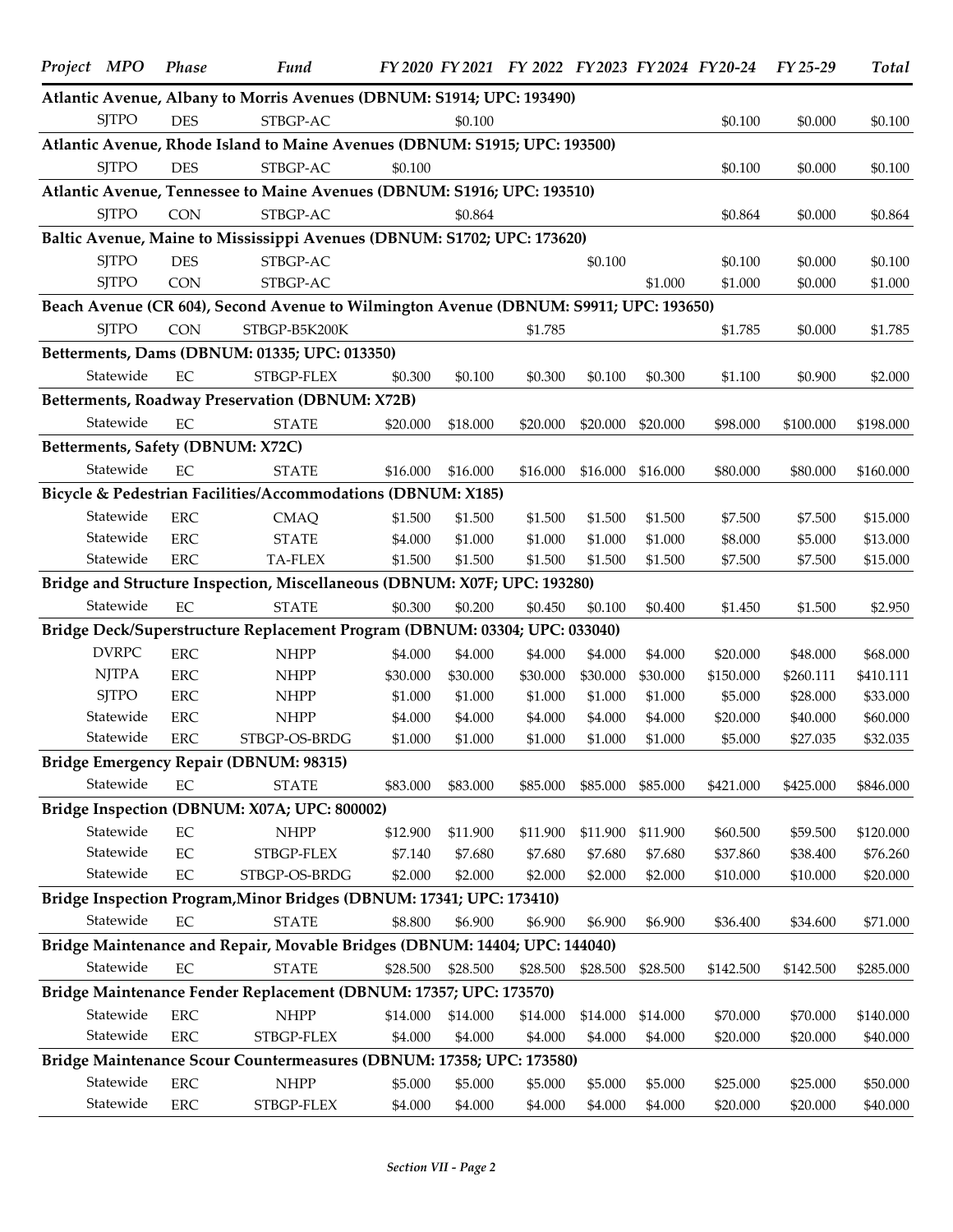| Project | MPO | Phase | Fund | FY 2020 | FY 2021 | FY 2022 | FY 2023 | FY 2024 | FY20-24 | FY 25-29 | Total |
|---|---|---|---|---|---|---|---|---|---|---|---|
| **Atlantic Avenue, Albany to Morris Avenues (DBNUM: S1914; UPC: 193490)** | | | | | | | | | | | |
| | SJTPO | DES | STBGP-AC | | $0.100 | | | | $0.100 | $0.000 | $0.100 |
| **Atlantic Avenue, Rhode Island to Maine Avenues (DBNUM: S1915; UPC: 193500)** | | | | | | | | | | | |
| | SJTPO | DES | STBGP-AC | $0.100 | | | | | $0.100 | $0.000 | $0.100 |
| **Atlantic Avenue, Tennessee to Maine Avenues (DBNUM: S1916; UPC: 193510)** | | | | | | | | | | | |
| | SJTPO | CON | STBGP-AC | | $0.864 | | | | $0.864 | $0.000 | $0.864 |
| **Baltic Avenue, Maine to Mississippi Avenues (DBNUM: S1702; UPC: 173620)** | | | | | | | | | | | |
| | SJTPO | DES | STBGP-AC | | | | $0.100 | | $0.100 | $0.000 | $0.100 |
| | SJTPO | CON | STBGP-AC | | | | | $1.000 | $1.000 | $0.000 | $1.000 |
| **Beach Avenue (CR 604), Second Avenue to Wilmington Avenue (DBNUM: S9911; UPC: 193650)** | | | | | | | | | | | |
| | SJTPO | CON | STBGP-B5K200K | | | $1.785 | | | $1.785 | $0.000 | $1.785 |
| **Betterments, Dams (DBNUM: 01335; UPC: 013350)** | | | | | | | | | | | |
| | Statewide | EC | STBGP-FLEX | $0.300 | $0.100 | $0.300 | $0.100 | $0.300 | $1.100 | $0.900 | $2.000 |
| **Betterments, Roadway Preservation (DBNUM: X72B)** | | | | | | | | | | | |
| | Statewide | EC | STATE | $20.000 | $18.000 | $20.000 | $20.000 | $20.000 | $98.000 | $100.000 | $198.000 |
| **Betterments, Safety (DBNUM: X72C)** | | | | | | | | | | | |
| | Statewide | EC | STATE | $16.000 | $16.000 | $16.000 | $16.000 | $16.000 | $80.000 | $80.000 | $160.000 |
| **Bicycle & Pedestrian Facilities/Accommodations (DBNUM: X185)** | | | | | | | | | | | |
| | Statewide | ERC | CMAQ | $1.500 | $1.500 | $1.500 | $1.500 | $1.500 | $7.500 | $7.500 | $15.000 |
| | Statewide | ERC | STATE | $4.000 | $1.000 | $1.000 | $1.000 | $1.000 | $8.000 | $5.000 | $13.000 |
| | Statewide | ERC | TA-FLEX | $1.500 | $1.500 | $1.500 | $1.500 | $1.500 | $7.500 | $7.500 | $15.000 |
| **Bridge and Structure Inspection, Miscellaneous (DBNUM: X07F; UPC: 193280)** | | | | | | | | | | | |
| | Statewide | EC | STATE | $0.300 | $0.200 | $0.450 | $0.100 | $0.400 | $1.450 | $1.500 | $2.950 |
| **Bridge Deck/Superstructure Replacement Program (DBNUM: 03304; UPC: 033040)** | | | | | | | | | | | |
| | DVRPC | ERC | NHPP | $4.000 | $4.000 | $4.000 | $4.000 | $4.000 | $20.000 | $48.000 | $68.000 |
| | NJTPA | ERC | NHPP | $30.000 | $30.000 | $30.000 | $30.000 | $30.000 | $150.000 | $260.111 | $410.111 |
| | SJTPO | ERC | NHPP | $1.000 | $1.000 | $1.000 | $1.000 | $1.000 | $5.000 | $28.000 | $33.000 |
| | Statewide | ERC | NHPP | $4.000 | $4.000 | $4.000 | $4.000 | $4.000 | $20.000 | $40.000 | $60.000 |
| | Statewide | ERC | STBGP-OS-BRDG | $1.000 | $1.000 | $1.000 | $1.000 | $1.000 | $5.000 | $27.035 | $32.035 |
| **Bridge Emergency Repair (DBNUM: 98315)** | | | | | | | | | | | |
| | Statewide | EC | STATE | $83.000 | $83.000 | $85.000 | $85.000 | $85.000 | $421.000 | $425.000 | $846.000 |
| **Bridge Inspection (DBNUM: X07A; UPC: 800002)** | | | | | | | | | | | |
| | Statewide | EC | NHPP | $12.900 | $11.900 | $11.900 | $11.900 | $11.900 | $60.500 | $59.500 | $120.000 |
| | Statewide | EC | STBGP-FLEX | $7.140 | $7.680 | $7.680 | $7.680 | $7.680 | $37.860 | $38.400 | $76.260 |
| | Statewide | EC | STBGP-OS-BRDG | $2.000 | $2.000 | $2.000 | $2.000 | $2.000 | $10.000 | $10.000 | $20.000 |
| **Bridge Inspection Program,Minor Bridges (DBNUM: 17341; UPC: 173410)** | | | | | | | | | | | |
| | Statewide | EC | STATE | $8.800 | $6.900 | $6.900 | $6.900 | $6.900 | $36.400 | $34.600 | $71.000 |
| **Bridge Maintenance and Repair, Movable Bridges (DBNUM: 14404; UPC: 144040)** | | | | | | | | | | | |
| | Statewide | EC | STATE | $28.500 | $28.500 | $28.500 | $28.500 | $28.500 | $142.500 | $142.500 | $285.000 |
| **Bridge Maintenance Fender Replacement (DBNUM: 17357; UPC: 173570)** | | | | | | | | | | | |
| | Statewide | ERC | NHPP | $14.000 | $14.000 | $14.000 | $14.000 | $14.000 | $70.000 | $70.000 | $140.000 |
| | Statewide | ERC | STBGP-FLEX | $4.000 | $4.000 | $4.000 | $4.000 | $4.000 | $20.000 | $20.000 | $40.000 |
| **Bridge Maintenance Scour Countermeasures (DBNUM: 17358; UPC: 173580)** | | | | | | | | | | | |
| | Statewide | ERC | NHPP | $5.000 | $5.000 | $5.000 | $5.000 | $5.000 | $25.000 | $25.000 | $50.000 |
| | Statewide | ERC | STBGP-FLEX | $4.000 | $4.000 | $4.000 | $4.000 | $4.000 | $20.000 | $20.000 | $40.000 |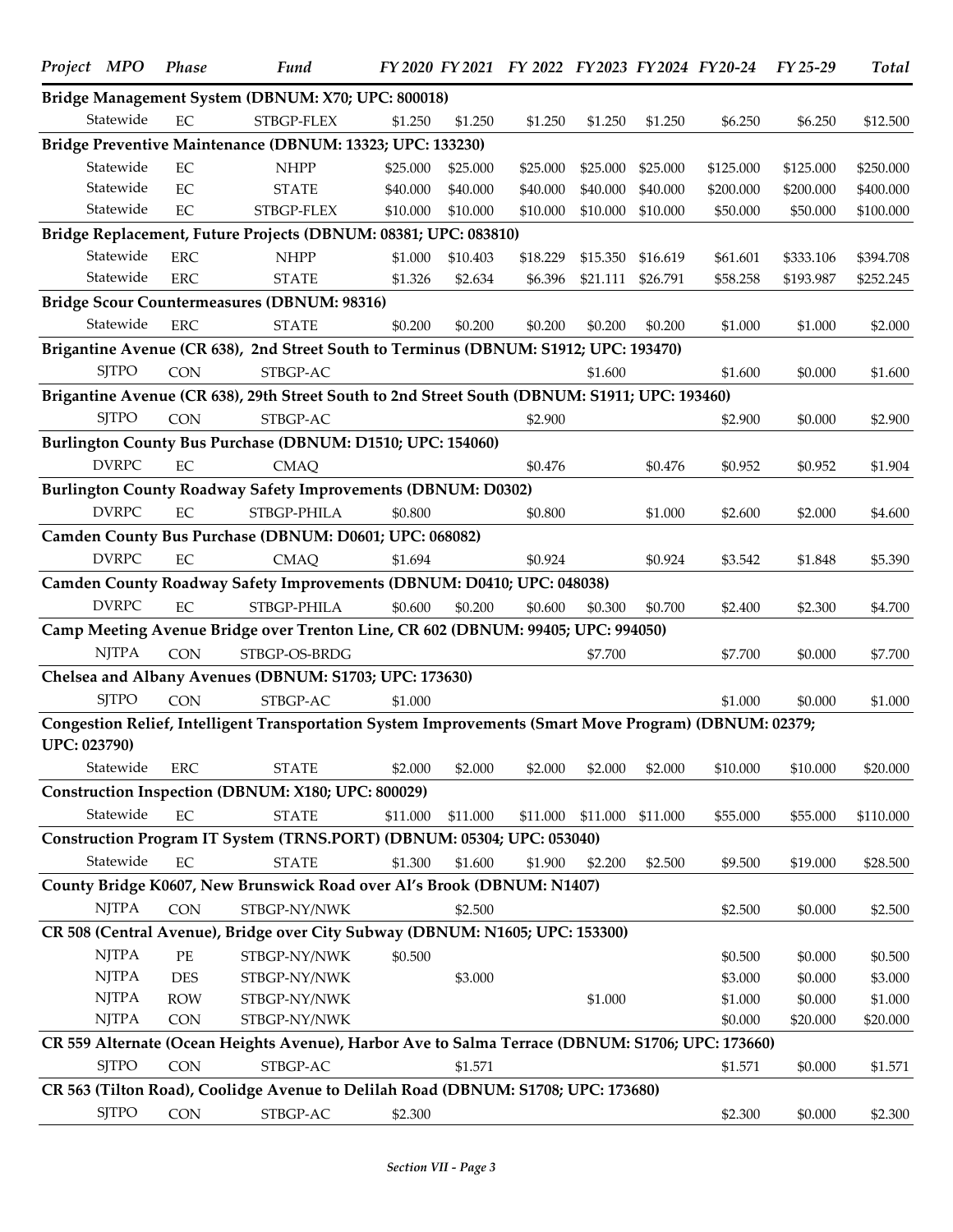| Project | MPO | Phase | Fund | FY 2020 | FY 2021 | FY 2022 | FY 2023 | FY 2024 | FY20-24 | FY 25-29 | Total |
|---|---|---|---|---|---|---|---|---|---|---|---|
| **Bridge Management System (DBNUM: X70; UPC: 800018)** | | | | | | | | | | | |
| | Statewide | EC | STBGP-FLEX | $1.250 | $1.250 | $1.250 | $1.250 | $1.250 | $6.250 | $6.250 | $12.500 |
| **Bridge Preventive Maintenance (DBNUM: 13323; UPC: 133230)** | | | | | | | | | | | |
| | Statewide | EC | NHPP | $25.000 | $25.000 | $25.000 | $25.000 | $25.000 | $125.000 | $125.000 | $250.000 |
| | Statewide | EC | STATE | $40.000 | $40.000 | $40.000 | $40.000 | $40.000 | $200.000 | $200.000 | $400.000 |
| | Statewide | EC | STBGP-FLEX | $10.000 | $10.000 | $10.000 | $10.000 | $10.000 | $50.000 | $50.000 | $100.000 |
| **Bridge Replacement, Future Projects (DBNUM: 08381; UPC: 083810)** | | | | | | | | | | | |
| | Statewide | ERC | NHPP | $1.000 | $10.403 | $18.229 | $15.350 | $16.619 | $61.601 | $333.106 | $394.708 |
| | Statewide | ERC | STATE | $1.326 | $2.634 | $6.396 | $21.111 | $26.791 | $58.258 | $193.987 | $252.245 |
| **Bridge Scour Countermeasures (DBNUM: 98316)** | | | | | | | | | | | |
| | Statewide | ERC | STATE | $0.200 | $0.200 | $0.200 | $0.200 | $0.200 | $1.000 | $1.000 | $2.000 |
| **Brigantine Avenue (CR 638), 2nd Street South to Terminus (DBNUM: S1912; UPC: 193470)** | | | | | | | | | | | |
| | SJTPO | CON | STBGP-AC | | | | $1.600 | | $1.600 | $0.000 | $1.600 |
| **Brigantine Avenue (CR 638), 29th Street South to 2nd Street South (DBNUM: S1911; UPC: 193460)** | | | | | | | | | | | |
| | SJTPO | CON | STBGP-AC | | | $2.900 | | | $2.900 | $0.000 | $2.900 |
| **Burlington County Bus Purchase (DBNUM: D1510; UPC: 154060)** | | | | | | | | | | | |
| | DVRPC | EC | CMAQ | | | $0.476 | | $0.476 | $0.952 | $0.952 | $1.904 |
| **Burlington County Roadway Safety Improvements (DBNUM: D0302)** | | | | | | | | | | | |
| | DVRPC | EC | STBGP-PHILA | $0.800 | | $0.800 | | $1.000 | $2.600 | $2.000 | $4.600 |
| **Camden County Bus Purchase (DBNUM: D0601; UPC: 068082)** | | | | | | | | | | | |
| | DVRPC | EC | CMAQ | $1.694 | | $0.924 | | $0.924 | $3.542 | $1.848 | $5.390 |
| **Camden County Roadway Safety Improvements (DBNUM: D0410; UPC: 048038)** | | | | | | | | | | | |
| | DVRPC | EC | STBGP-PHILA | $0.600 | $0.200 | $0.600 | $0.300 | $0.700 | $2.400 | $2.300 | $4.700 |
| **Camp Meeting Avenue Bridge over Trenton Line, CR 602 (DBNUM: 99405; UPC: 994050)** | | | | | | | | | | | |
| | NJTPA | CON | STBGP-OS-BRDG | | | | $7.700 | | $7.700 | $0.000 | $7.700 |
| **Chelsea and Albany Avenues (DBNUM: S1703; UPC: 173630)** | | | | | | | | | | | |
| | SJTPO | CON | STBGP-AC | $1.000 | | | | | $1.000 | $0.000 | $1.000 |
| **Congestion Relief, Intelligent Transportation System Improvements (Smart Move Program) (DBNUM: 02379; UPC: 023790)** | | | | | | | | | | | |
| | Statewide | ERC | STATE | $2.000 | $2.000 | $2.000 | $2.000 | $2.000 | $10.000 | $10.000 | $20.000 |
| **Construction Inspection (DBNUM: X180; UPC: 800029)** | | | | | | | | | | | |
| | Statewide | EC | STATE | $11.000 | $11.000 | $11.000 | $11.000 | $11.000 | $55.000 | $55.000 | $110.000 |
| **Construction Program IT System (TRNS.PORT) (DBNUM: 05304; UPC: 053040)** | | | | | | | | | | | |
| | Statewide | EC | STATE | $1.300 | $1.600 | $1.900 | $2.200 | $2.500 | $9.500 | $19.000 | $28.500 |
| **County Bridge K0607, New Brunswick Road over Al's Brook (DBNUM: N1407)** | | | | | | | | | | | |
| | NJTPA | CON | STBGP-NY/NWK | | $2.500 | | | | $2.500 | $0.000 | $2.500 |
| **CR 508 (Central Avenue), Bridge over City Subway (DBNUM: N1605; UPC: 153300)** | | | | | | | | | | | |
| | NJTPA | PE | STBGP-NY/NWK | $0.500 | | | | | $0.500 | $0.000 | $0.500 |
| | NJTPA | DES | STBGP-NY/NWK | | $3.000 | | | | $3.000 | $0.000 | $3.000 |
| | NJTPA | ROW | STBGP-NY/NWK | | | | $1.000 | | $1.000 | $0.000 | $1.000 |
| | NJTPA | CON | STBGP-NY/NWK | | | | | | $0.000 | $20.000 | $20.000 |
| **CR 559 Alternate (Ocean Heights Avenue), Harbor Ave to Salma Terrace (DBNUM: S1706; UPC: 173660)** | | | | | | | | | | | |
| | SJTPO | CON | STBGP-AC | | $1.571 | | | | $1.571 | $0.000 | $1.571 |
| **CR 563 (Tilton Road), Coolidge Avenue to Delilah Road (DBNUM: S1708; UPC: 173680)** | | | | | | | | | | | |
| | SJTPO | CON | STBGP-AC | $2.300 | | | | | $2.300 | $0.000 | $2.300 |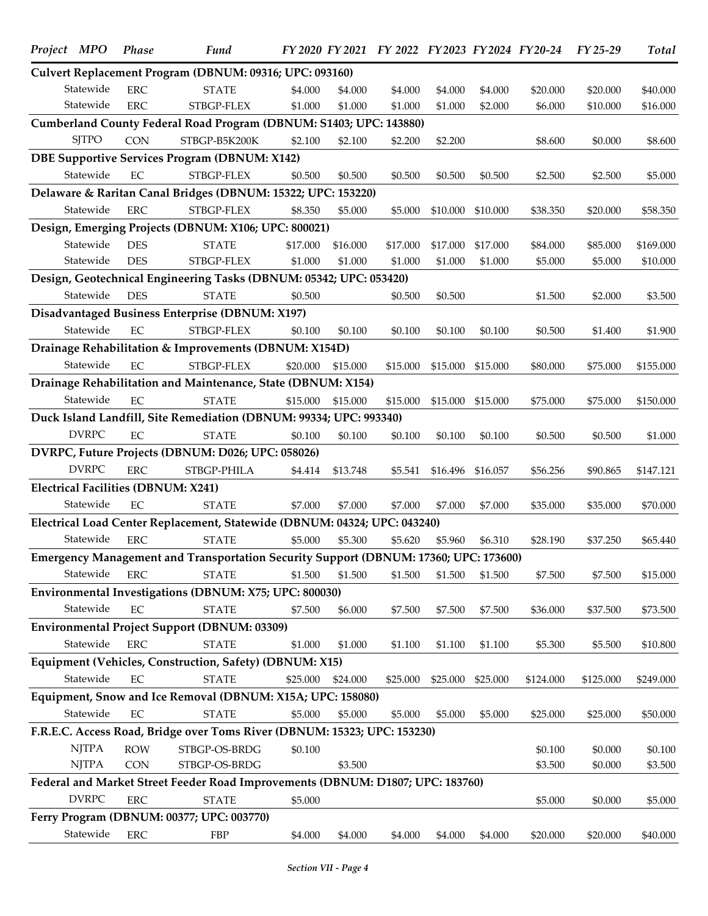| Project | MPO | Phase | Fund | FY 2020 | FY 2021 | FY 2022 | FY 2023 | FY 2024 | FY 20-24 | FY 25-29 | Total |
|---|---|---|---|---|---|---|---|---|---|---|---|
| **Culvert Replacement Program (DBNUM: 09316; UPC: 093160)** | | | | | | | | | | | |
| | Statewide | ERC | STATE | $4.000 | $4.000 | $4.000 | $4.000 | $4.000 | $20.000 | $20.000 | $40.000 |
| | Statewide | ERC | STBGP-FLEX | $1.000 | $1.000 | $1.000 | $1.000 | $2.000 | $6.000 | $10.000 | $16.000 |
| **Cumberland County Federal Road Program (DBNUM: S1403; UPC: 143880)** | | | | | | | | | | | |
| | SJTPO | CON | STBGP-B5K200K | $2.100 | $2.100 | $2.200 | $2.200 | | $8.600 | $0.000 | $8.600 |
| **DBE Supportive Services Program (DBNUM: X142)** | | | | | | | | | | | |
| | Statewide | EC | STBGP-FLEX | $0.500 | $0.500 | $0.500 | $0.500 | $0.500 | $2.500 | $2.500 | $5.000 |
| **Delaware & Raritan Canal Bridges (DBNUM: 15322; UPC: 153220)** | | | | | | | | | | | |
| | Statewide | ERC | STBGP-FLEX | $8.350 | $5.000 | $5.000 | $10.000 | $10.000 | $38.350 | $20.000 | $58.350 |
| **Design, Emerging Projects (DBNUM: X106; UPC: 800021)** | | | | | | | | | | | |
| | Statewide | DES | STATE | $17.000 | $16.000 | $17.000 | $17.000 | $17.000 | $84.000 | $85.000 | $169.000 |
| | Statewide | DES | STBGP-FLEX | $1.000 | $1.000 | $1.000 | $1.000 | $1.000 | $5.000 | $5.000 | $10.000 |
| **Design, Geotechnical Engineering Tasks (DBNUM: 05342; UPC: 053420)** | | | | | | | | | | | |
| | Statewide | DES | STATE | $0.500 | | $0.500 | $0.500 | | $1.500 | $2.000 | $3.500 |
| **Disadvantaged Business Enterprise (DBNUM: X197)** | | | | | | | | | | | |
| | Statewide | EC | STBGP-FLEX | $0.100 | $0.100 | $0.100 | $0.100 | $0.100 | $0.500 | $1.400 | $1.900 |
| **Drainage Rehabilitation & Improvements (DBNUM: X154D)** | | | | | | | | | | | |
| | Statewide | EC | STBGP-FLEX | $20.000 | $15.000 | $15.000 | $15.000 | $15.000 | $80.000 | $75.000 | $155.000 |
| **Drainage Rehabilitation and Maintenance, State (DBNUM: X154)** | | | | | | | | | | | |
| | Statewide | EC | STATE | $15.000 | $15.000 | $15.000 | $15.000 | $15.000 | $75.000 | $75.000 | $150.000 |
| **Duck Island Landfill, Site Remediation (DBNUM: 99334; UPC: 993340)** | | | | | | | | | | | |
| | DVRPC | EC | STATE | $0.100 | $0.100 | $0.100 | $0.100 | $0.100 | $0.500 | $0.500 | $1.000 |
| **DVRPC, Future Projects (DBNUM: D026; UPC: 058026)** | | | | | | | | | | | |
| | DVRPC | ERC | STBGP-PHILA | $4.414 | $13.748 | $5.541 | $16.496 | $16.057 | $56.256 | $90.865 | $147.121 |
| **Electrical Facilities (DBNUM: X241)** | | | | | | | | | | | |
| | Statewide | EC | STATE | $7.000 | $7.000 | $7.000 | $7.000 | $7.000 | $35.000 | $35.000 | $70.000 |
| **Electrical Load Center Replacement, Statewide (DBNUM: 04324; UPC: 043240)** | | | | | | | | | | | |
| | Statewide | ERC | STATE | $5.000 | $5.300 | $5.620 | $5.960 | $6.310 | $28.190 | $37.250 | $65.440 |
| **Emergency Management and Transportation Security Support (DBNUM: 17360; UPC: 173600)** | | | | | | | | | | | |
| | Statewide | ERC | STATE | $1.500 | $1.500 | $1.500 | $1.500 | $1.500 | $7.500 | $7.500 | $15.000 |
| **Environmental Investigations (DBNUM: X75; UPC: 800030)** | | | | | | | | | | | |
| | Statewide | EC | STATE | $7.500 | $6.000 | $7.500 | $7.500 | $7.500 | $36.000 | $37.500 | $73.500 |
| **Environmental Project Support (DBNUM: 03309)** | | | | | | | | | | | |
| | Statewide | ERC | STATE | $1.000 | $1.000 | $1.100 | $1.100 | $1.100 | $5.300 | $5.500 | $10.800 |
| **Equipment (Vehicles, Construction, Safety) (DBNUM: X15)** | | | | | | | | | | | |
| | Statewide | EC | STATE | $25.000 | $24.000 | $25.000 | $25.000 | $25.000 | $124.000 | $125.000 | $249.000 |
| **Equipment, Snow and Ice Removal (DBNUM: X15A; UPC: 158080)** | | | | | | | | | | | |
| | Statewide | EC | STATE | $5.000 | $5.000 | $5.000 | $5.000 | $5.000 | $25.000 | $25.000 | $50.000 |
| **F.R.E.C. Access Road, Bridge over Toms River (DBNUM: 15323; UPC: 153230)** | | | | | | | | | | | |
| | NJTPA | ROW | STBGP-OS-BRDG | $0.100 | | | | | $0.100 | $0.000 | $0.100 |
| | NJTPA | CON | STBGP-OS-BRDG | | $3.500 | | | | $3.500 | $0.000 | $3.500 |
| **Federal and Market Street Feeder Road Improvements (DBNUM: D1807; UPC: 183760)** | | | | | | | | | | | |
| | DVRPC | ERC | STATE | $5.000 | | | | | $5.000 | $0.000 | $5.000 |
| **Ferry Program (DBNUM: 00377; UPC: 003770)** | | | | | | | | | | | |
| | Statewide | ERC | FBP | $4.000 | $4.000 | $4.000 | $4.000 | $4.000 | $20.000 | $20.000 | $40.000 |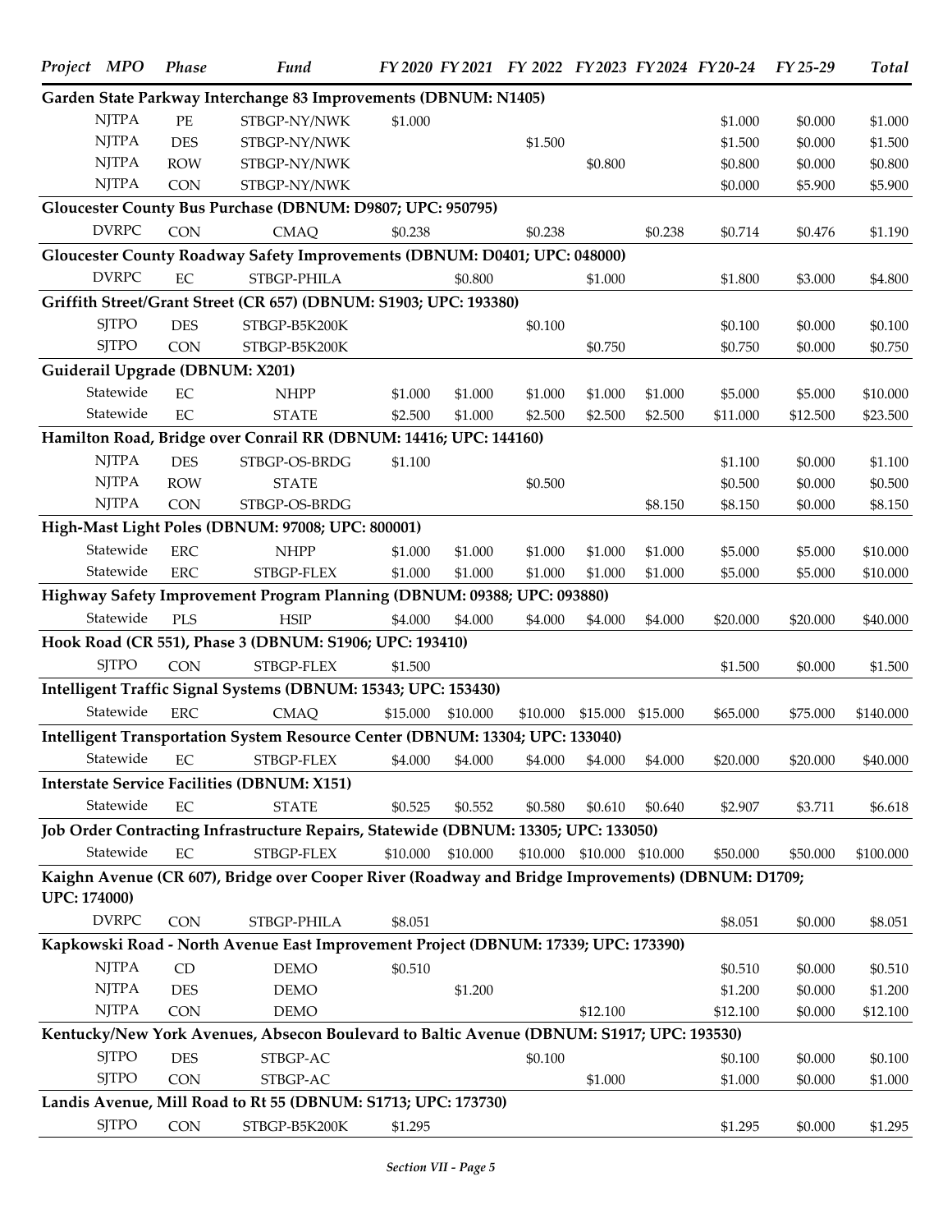| Project | MPO | Phase | Fund | FY 2020 | FY 2021 | FY 2022 | FY 2023 | FY 2024 | FY 20-24 | FY 25-29 | Total |
|---|---|---|---|---|---|---|---|---|---|---|---|
| **Garden State Parkway Interchange 83 Improvements (DBNUM: N1405)** | | | | | | | | | | | |
| | NJTPA | PE | STBGP-NY/NWK | $1.000 | | | | | $1.000 | $0.000 | $1.000 |
| | NJTPA | DES | STBGP-NY/NWK | | | $1.500 | | | $1.500 | $0.000 | $1.500 |
| | NJTPA | ROW | STBGP-NY/NWK | | | | $0.800 | | $0.800 | $0.000 | $0.800 |
| | NJTPA | CON | STBGP-NY/NWK | | | | | | $0.000 | $5.900 | $5.900 |
| **Gloucester County Bus Purchase (DBNUM: D9807; UPC: 950795)** | | | | | | | | | | | |
| | DVRPC | CON | CMAQ | $0.238 | | $0.238 | | $0.238 | $0.714 | $0.476 | $1.190 |
| **Gloucester County Roadway Safety Improvements (DBNUM: D0401; UPC: 048000)** | | | | | | | | | | | |
| | DVRPC | EC | STBGP-PHILA | | $0.800 | | $1.000 | | $1.800 | $3.000 | $4.800 |
| **Griffith Street/Grant Street (CR 657) (DBNUM: S1903; UPC: 193380)** | | | | | | | | | | | |
| | SJTPO | DES | STBGP-B5K200K | | | $0.100 | | | $0.100 | $0.000 | $0.100 |
| | SJTPO | CON | STBGP-B5K200K | | | | $0.750 | | $0.750 | $0.000 | $0.750 |
| **Guiderail Upgrade (DBNUM: X201)** | | | | | | | | | | | |
| | Statewide | EC | NHPP | $1.000 | $1.000 | $1.000 | $1.000 | $1.000 | $5.000 | $5.000 | $10.000 |
| | Statewide | EC | STATE | $2.500 | $1.000 | $2.500 | $2.500 | $2.500 | $11.000 | $12.500 | $23.500 |
| **Hamilton Road, Bridge over Conrail RR (DBNUM: 14416; UPC: 144160)** | | | | | | | | | | | |
| | NJTPA | DES | STBGP-OS-BRDG | $1.100 | | | | | $1.100 | $0.000 | $1.100 |
| | NJTPA | ROW | STATE | | | $0.500 | | | $0.500 | $0.000 | $0.500 |
| | NJTPA | CON | STBGP-OS-BRDG | | | | | $8.150 | $8.150 | $0.000 | $8.150 |
| **High-Mast Light Poles (DBNUM: 97008; UPC: 800001)** | | | | | | | | | | | |
| | Statewide | ERC | NHPP | $1.000 | $1.000 | $1.000 | $1.000 | $1.000 | $5.000 | $5.000 | $10.000 |
| | Statewide | ERC | STBGP-FLEX | $1.000 | $1.000 | $1.000 | $1.000 | $1.000 | $5.000 | $5.000 | $10.000 |
| **Highway Safety Improvement Program Planning (DBNUM: 09388; UPC: 093880)** | | | | | | | | | | | |
| | Statewide | PLS | HSIP | $4.000 | $4.000 | $4.000 | $4.000 | $4.000 | $20.000 | $20.000 | $40.000 |
| **Hook Road (CR 551), Phase 3 (DBNUM: S1906; UPC: 193410)** | | | | | | | | | | | |
| | SJTPO | CON | STBGP-FLEX | $1.500 | | | | | $1.500 | $0.000 | $1.500 |
| **Intelligent Traffic Signal Systems (DBNUM: 15343; UPC: 153430)** | | | | | | | | | | | |
| | Statewide | ERC | CMAQ | $15.000 | $10.000 | $10.000 | $15.000 | $15.000 | $65.000 | $75.000 | $140.000 |
| **Intelligent Transportation System Resource Center (DBNUM: 13304; UPC: 133040)** | | | | | | | | | | | |
| | Statewide | EC | STBGP-FLEX | $4.000 | $4.000 | $4.000 | $4.000 | $4.000 | $20.000 | $20.000 | $40.000 |
| **Interstate Service Facilities (DBNUM: X151)** | | | | | | | | | | | |
| | Statewide | EC | STATE | $0.525 | $0.552 | $0.580 | $0.610 | $0.640 | $2.907 | $3.711 | $6.618 |
| **Job Order Contracting Infrastructure Repairs, Statewide (DBNUM: 13305; UPC: 133050)** | | | | | | | | | | | |
| | Statewide | EC | STBGP-FLEX | $10.000 | $10.000 | $10.000 | $10.000 | $10.000 | $50.000 | $50.000 | $100.000 |
| **Kaighn Avenue (CR 607), Bridge over Cooper River (Roadway and Bridge Improvements) (DBNUM: D1709; UPC: 174000)** | | | | | | | | | | | |
| | DVRPC | CON | STBGP-PHILA | $8.051 | | | | | $8.051 | $0.000 | $8.051 |
| **Kapkowski Road - North Avenue East Improvement Project (DBNUM: 17339; UPC: 173390)** | | | | | | | | | | | |
| | NJTPA | CD | DEMO | $0.510 | | | | | $0.510 | $0.000 | $0.510 |
| | NJTPA | DES | DEMO | | $1.200 | | | | $1.200 | $0.000 | $1.200 |
| | NJTPA | CON | DEMO | | | | $12.100 | | $12.100 | $0.000 | $12.100 |
| **Kentucky/New York Avenues, Absecon Boulevard to Baltic Avenue (DBNUM: S1917; UPC: 193530)** | | | | | | | | | | | |
| | SJTPO | DES | STBGP-AC | | | $0.100 | | | $0.100 | $0.000 | $0.100 |
| | SJTPO | CON | STBGP-AC | | | | $1.000 | | $1.000 | $0.000 | $1.000 |
| **Landis Avenue, Mill Road to Rt 55 (DBNUM: S1713; UPC: 173730)** | | | | | | | | | | | |
| | SJTPO | CON | STBGP-B5K200K | $1.295 | | | | | $1.295 | $0.000 | $1.295 |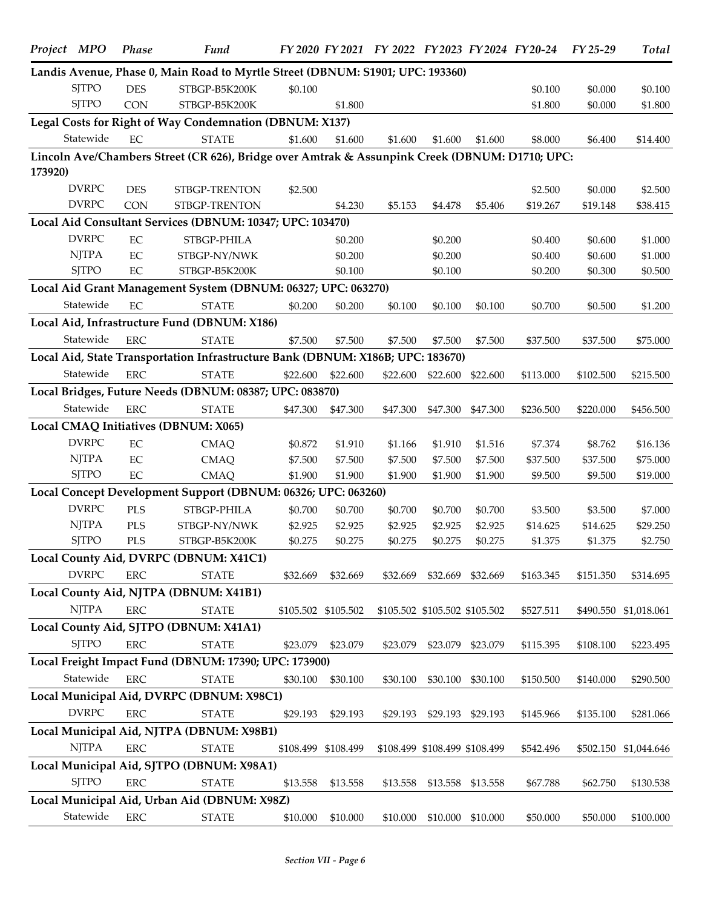| Project | MPO | Phase | Fund | FY 2020 | FY 2021 | FY 2022 | FY 2023 | FY 2024 | FY 20-24 | FY 25-29 | Total |
|---|---|---|---|---|---|---|---|---|---|---|---|
| **Landis Avenue, Phase 0, Main Road to Myrtle Street (DBNUM: S1901; UPC: 193360)** | | | | | | | | | | | |
| | SJTPO | DES | STBGP-B5K200K | $0.100 | | | | | $0.100 | $0.000 | $0.100 |
| | SJTPO | CON | STBGP-B5K200K | | $1.800 | | | | $1.800 | $0.000 | $1.800 |
| **Legal Costs for Right of Way Condemnation (DBNUM: X137)** | | | | | | | | | | | |
| | Statewide | EC | STATE | $1.600 | $1.600 | $1.600 | $1.600 | $1.600 | $8.000 | $6.400 | $14.400 |
| **Lincoln Ave/Chambers Street (CR 626), Bridge over Amtrak & Assunpink Creek (DBNUM: D1710; UPC: 173920)** | | | | | | | | | | | |
| | DVRPC | DES | STBGP-TRENTON | $2.500 | | | | | $2.500 | $0.000 | $2.500 |
| | DVRPC | CON | STBGP-TRENTON | | $4.230 | $5.153 | $4.478 | $5.406 | $19.267 | $19.148 | $38.415 |
| **Local Aid Consultant Services (DBNUM: 10347; UPC: 103470)** | | | | | | | | | | | |
| | DVRPC | EC | STBGP-PHILA | | $0.200 | | $0.200 | | $0.400 | $0.600 | $1.000 |
| | NJTPA | EC | STBGP-NY/NWK | | $0.200 | | $0.200 | | $0.400 | $0.600 | $1.000 |
| | SJTPO | EC | STBGP-B5K200K | | $0.100 | | $0.100 | | $0.200 | $0.300 | $0.500 |
| **Local Aid Grant Management System (DBNUM: 06327; UPC: 063270)** | | | | | | | | | | | |
| | Statewide | EC | STATE | $0.200 | $0.200 | $0.100 | $0.100 | $0.100 | $0.700 | $0.500 | $1.200 |
| **Local Aid, Infrastructure Fund (DBNUM: X186)** | | | | | | | | | | | |
| | Statewide | ERC | STATE | $7.500 | $7.500 | $7.500 | $7.500 | $7.500 | $37.500 | $37.500 | $75.000 |
| **Local Aid, State Transportation Infrastructure Bank (DBNUM: X186B; UPC: 183670)** | | | | | | | | | | | |
| | Statewide | ERC | STATE | $22.600 | $22.600 | $22.600 | $22.600 | $22.600 | $113.000 | $102.500 | $215.500 |
| **Local Bridges, Future Needs (DBNUM: 08387; UPC: 083870)** | | | | | | | | | | | |
| | Statewide | ERC | STATE | $47.300 | $47.300 | $47.300 | $47.300 | $47.300 | $236.500 | $220.000 | $456.500 |
| **Local CMAQ Initiatives (DBNUM: X065)** | | | | | | | | | | | |
| | DVRPC | EC | CMAQ | $0.872 | $1.910 | $1.166 | $1.910 | $1.516 | $7.374 | $8.762 | $16.136 |
| | NJTPA | EC | CMAQ | $7.500 | $7.500 | $7.500 | $7.500 | $7.500 | $37.500 | $37.500 | $75.000 |
| | SJTPO | EC | CMAQ | $1.900 | $1.900 | $1.900 | $1.900 | $1.900 | $9.500 | $9.500 | $19.000 |
| **Local Concept Development Support (DBNUM: 06326; UPC: 063260)** | | | | | | | | | | | |
| | DVRPC | PLS | STBGP-PHILA | $0.700 | $0.700 | $0.700 | $0.700 | $0.700 | $3.500 | $3.500 | $7.000 |
| | NJTPA | PLS | STBGP-NY/NWK | $2.925 | $2.925 | $2.925 | $2.925 | $2.925 | $14.625 | $14.625 | $29.250 |
| | SJTPO | PLS | STBGP-B5K200K | $0.275 | $0.275 | $0.275 | $0.275 | $0.275 | $1.375 | $1.375 | $2.750 |
| **Local County Aid, DVRPC (DBNUM: X41C1)** | | | | | | | | | | | |
| | DVRPC | ERC | STATE | $32.669 | $32.669 | $32.669 | $32.669 | $32.669 | $163.345 | $151.350 | $314.695 |
| **Local County Aid, NJTPA (DBNUM: X41B1)** | | | | | | | | | | | |
| | NJTPA | ERC | STATE | $105.502 | $105.502 | $105.502 | $105.502 | $105.502 | $527.511 | $490.550 | $1,018.061 |
| **Local County Aid, SJTPO (DBNUM: X41A1)** | | | | | | | | | | | |
| | SJTPO | ERC | STATE | $23.079 | $23.079 | $23.079 | $23.079 | $23.079 | $115.395 | $108.100 | $223.495 |
| **Local Freight Impact Fund (DBNUM: 17390; UPC: 173900)** | | | | | | | | | | | |
| | Statewide | ERC | STATE | $30.100 | $30.100 | $30.100 | $30.100 | $30.100 | $150.500 | $140.000 | $290.500 |
| **Local Municipal Aid, DVRPC (DBNUM: X98C1)** | | | | | | | | | | | |
| | DVRPC | ERC | STATE | $29.193 | $29.193 | $29.193 | $29.193 | $29.193 | $145.966 | $135.100 | $281.066 |
| **Local Municipal Aid, NJTPA (DBNUM: X98B1)** | | | | | | | | | | | |
| | NJTPA | ERC | STATE | $108.499 | $108.499 | $108.499 | $108.499 | $108.499 | $542.496 | $502.150 | $1,044.646 |
| **Local Municipal Aid, SJTPO (DBNUM: X98A1)** | | | | | | | | | | | |
| | SJTPO | ERC | STATE | $13.558 | $13.558 | $13.558 | $13.558 | $13.558 | $67.788 | $62.750 | $130.538 |
| **Local Municipal Aid, Urban Aid (DBNUM: X98Z)** | | | | | | | | | | | |
| | Statewide | ERC | STATE | $10.000 | $10.000 | $10.000 | $10.000 | $10.000 | $50.000 | $50.000 | $100.000 |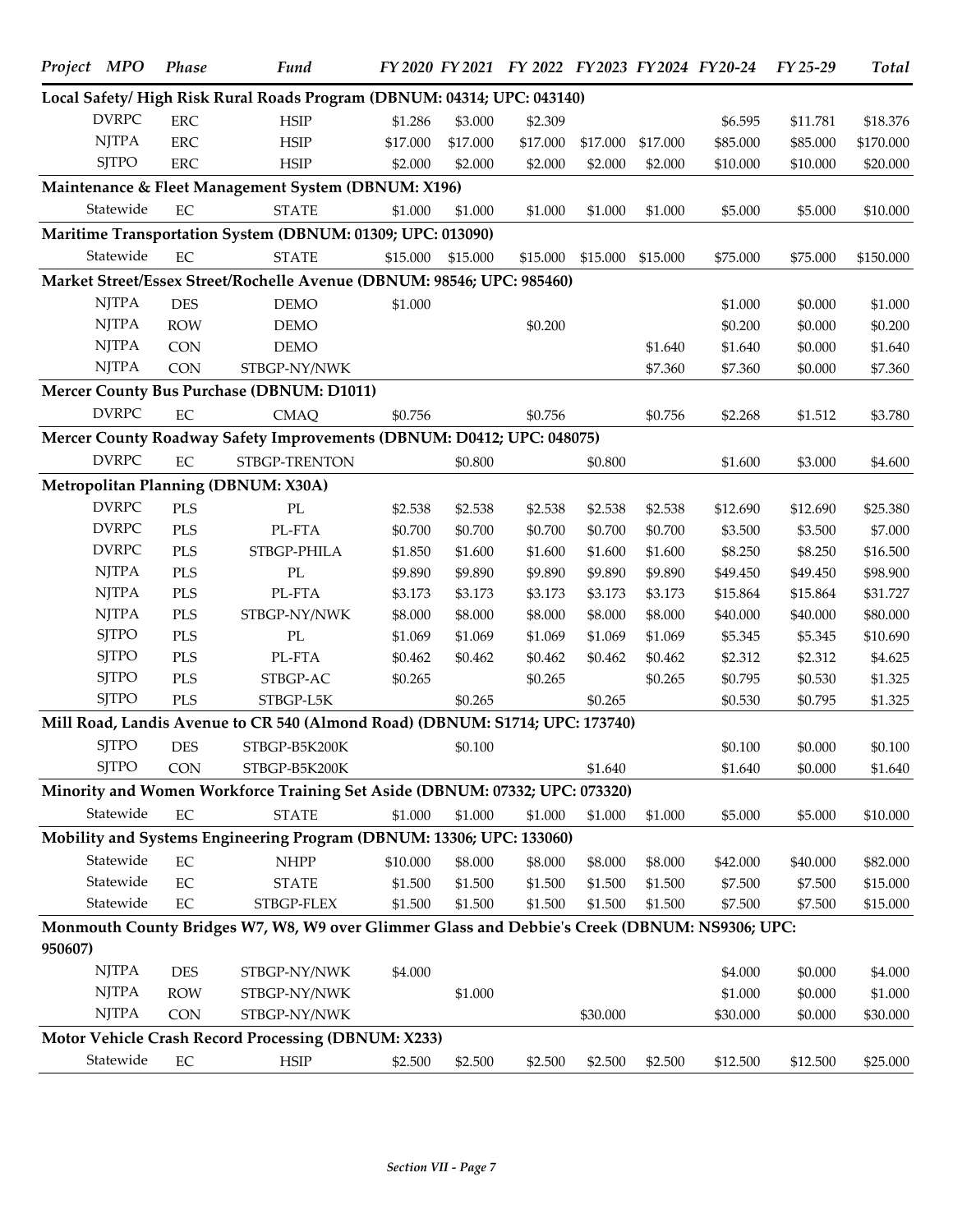| Project | MPO | Phase | Fund | FY 2020 | FY 2021 | FY 2022 | FY 2023 | FY 2024 | FY 20-24 | FY 25-29 | Total |
|---|---|---|---|---|---|---|---|---|---|---|---|
| **Local Safety/ High Risk Rural Roads Program (DBNUM: 04314; UPC: 043140)** | | | | | | | | | | | |
| | DVRPC | ERC | HSIP | $1.286 | $3.000 | $2.309 | | | $6.595 | $11.781 | $18.376 |
| | NJTPA | ERC | HSIP | $17.000 | $17.000 | $17.000 | $17.000 | $17.000 | $85.000 | $85.000 | $170.000 |
| | SJTPO | ERC | HSIP | $2.000 | $2.000 | $2.000 | $2.000 | $2.000 | $10.000 | $10.000 | $20.000 |
| **Maintenance & Fleet Management System (DBNUM: X196)** | | | | | | | | | | | |
| | Statewide | EC | STATE | $1.000 | $1.000 | $1.000 | $1.000 | $1.000 | $5.000 | $5.000 | $10.000 |
| **Maritime Transportation System (DBNUM: 01309; UPC: 013090)** | | | | | | | | | | | |
| | Statewide | EC | STATE | $15.000 | $15.000 | $15.000 | $15.000 | $15.000 | $75.000 | $75.000 | $150.000 |
| **Market Street/Essex Street/Rochelle Avenue (DBNUM: 98546; UPC: 985460)** | | | | | | | | | | | |
| | NJTPA | DES | DEMO | $1.000 | | | | | $1.000 | $0.000 | $1.000 |
| | NJTPA | ROW | DEMO | | | $0.200 | | | $0.200 | $0.000 | $0.200 |
| | NJTPA | CON | DEMO | | | | | $1.640 | $1.640 | $0.000 | $1.640 |
| | NJTPA | CON | STBGP-NY/NWK | | | | | $7.360 | $7.360 | $0.000 | $7.360 |
| **Mercer County Bus Purchase (DBNUM: D1011)** | | | | | | | | | | | |
| | DVRPC | EC | CMAQ | $0.756 | | $0.756 | | $0.756 | $2.268 | $1.512 | $3.780 |
| **Mercer County Roadway Safety Improvements (DBNUM: D0412; UPC: 048075)** | | | | | | | | | | | |
| | DVRPC | EC | STBGP-TRENTON | | $0.800 | | $0.800 | | $1.600 | $3.000 | $4.600 |
| **Metropolitan Planning (DBNUM: X30A)** | | | | | | | | | | | |
| | DVRPC | PLS | PL | $2.538 | $2.538 | $2.538 | $2.538 | $2.538 | $12.690 | $12.690 | $25.380 |
| | DVRPC | PLS | PL-FTA | $0.700 | $0.700 | $0.700 | $0.700 | $0.700 | $3.500 | $3.500 | $7.000 |
| | DVRPC | PLS | STBGP-PHILA | $1.850 | $1.600 | $1.600 | $1.600 | $1.600 | $8.250 | $8.250 | $16.500 |
| | NJTPA | PLS | PL | $9.890 | $9.890 | $9.890 | $9.890 | $9.890 | $49.450 | $49.450 | $98.900 |
| | NJTPA | PLS | PL-FTA | $3.173 | $3.173 | $3.173 | $3.173 | $3.173 | $15.864 | $15.864 | $31.727 |
| | NJTPA | PLS | STBGP-NY/NWK | $8.000 | $8.000 | $8.000 | $8.000 | $8.000 | $40.000 | $40.000 | $80.000 |
| | SJTPO | PLS | PL | $1.069 | $1.069 | $1.069 | $1.069 | $1.069 | $5.345 | $5.345 | $10.690 |
| | SJTPO | PLS | PL-FTA | $0.462 | $0.462 | $0.462 | $0.462 | $0.462 | $2.312 | $2.312 | $4.625 |
| | SJTPO | PLS | STBGP-AC | $0.265 | | $0.265 | | $0.265 | $0.795 | $0.530 | $1.325 |
| | SJTPO | PLS | STBGP-L5K | | $0.265 | | $0.265 | | $0.530 | $0.795 | $1.325 |
| **Mill Road, Landis Avenue to CR 540 (Almond Road) (DBNUM: S1714; UPC: 173740)** | | | | | | | | | | | |
| | SJTPO | DES | STBGP-B5K200K | | $0.100 | | | | $0.100 | $0.000 | $0.100 |
| | SJTPO | CON | STBGP-B5K200K | | | | $1.640 | | $1.640 | $0.000 | $1.640 |
| **Minority and Women Workforce Training Set Aside (DBNUM: 07332; UPC: 073320)** | | | | | | | | | | | |
| | Statewide | EC | STATE | $1.000 | $1.000 | $1.000 | $1.000 | $1.000 | $5.000 | $5.000 | $10.000 |
| **Mobility and Systems Engineering Program (DBNUM: 13306; UPC: 133060)** | | | | | | | | | | | |
| | Statewide | EC | NHPP | $10.000 | $8.000 | $8.000 | $8.000 | $8.000 | $42.000 | $40.000 | $82.000 |
| | Statewide | EC | STATE | $1.500 | $1.500 | $1.500 | $1.500 | $1.500 | $7.500 | $7.500 | $15.000 |
| | Statewide | EC | STBGP-FLEX | $1.500 | $1.500 | $1.500 | $1.500 | $1.500 | $7.500 | $7.500 | $15.000 |
| **Monmouth County Bridges W7, W8, W9 over Glimmer Glass and Debbie's Creek (DBNUM: NS9306; UPC: 950607)** | | | | | | | | | | | |
| | NJTPA | DES | STBGP-NY/NWK | $4.000 | | | | | $4.000 | $0.000 | $4.000 |
| | NJTPA | ROW | STBGP-NY/NWK | | $1.000 | | | | $1.000 | $0.000 | $1.000 |
| | NJTPA | CON | STBGP-NY/NWK | | | | $30.000 | | $30.000 | $0.000 | $30.000 |
| **Motor Vehicle Crash Record Processing (DBNUM: X233)** | | | | | | | | | | | |
| | Statewide | EC | HSIP | $2.500 | $2.500 | $2.500 | $2.500 | $2.500 | $12.500 | $12.500 | $25.000 |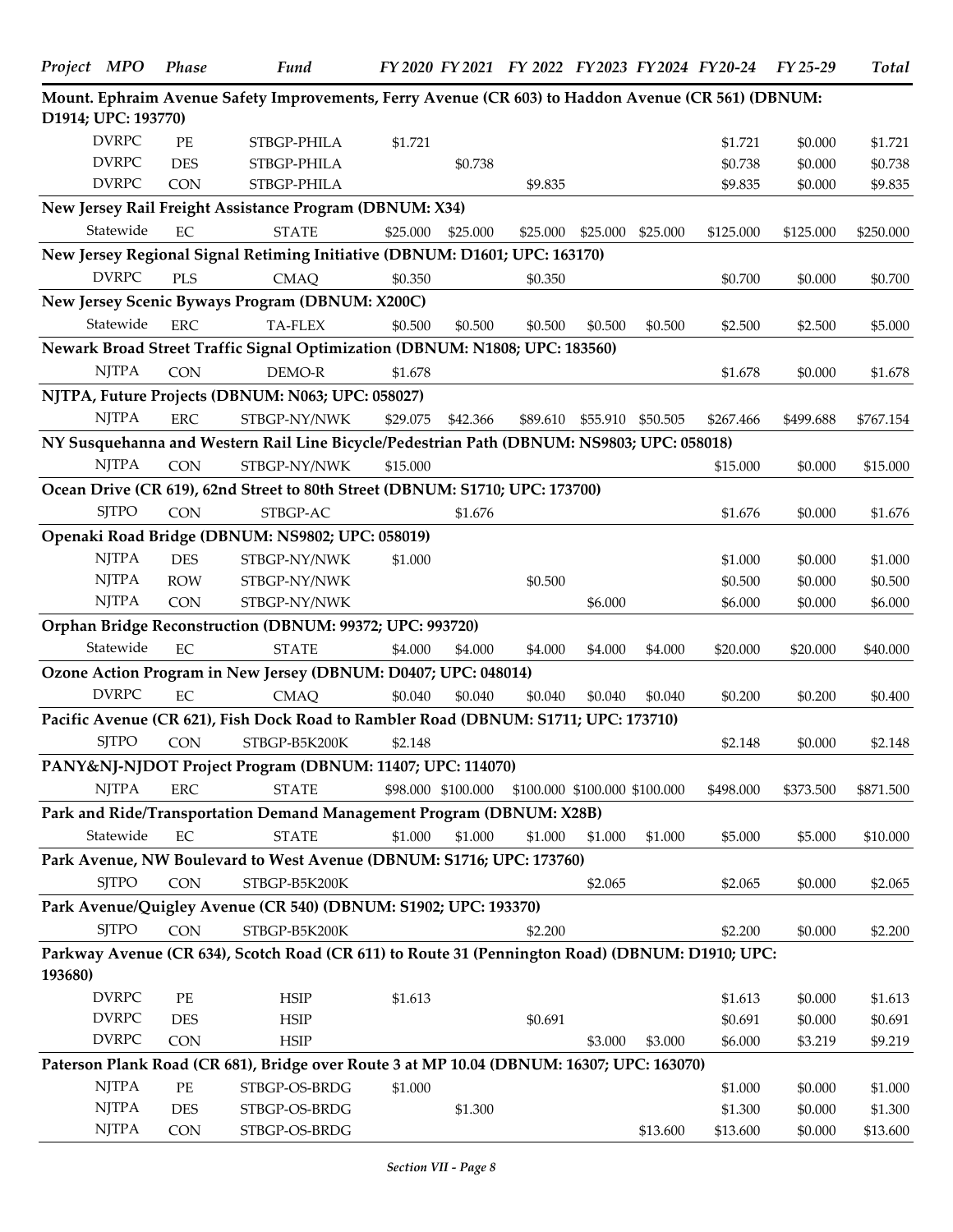| Project | MPO | Phase | Fund | FY 2020 | FY 2021 | FY 2022 | FY 2023 | FY 2024 | FY 20-24 | FY 25-29 | Total |
|---|---|---|---|---|---|---|---|---|---|---|---|
| **Mount. Ephraim Avenue Safety Improvements, Ferry Avenue (CR 603) to Haddon Avenue (CR 561) (DBNUM: D1914; UPC: 193770)** | | | | | | | | | | | |
| | DVRPC | PE | STBGP-PHILA | $1.721 | | | | | $1.721 | $0.000 | $1.721 |
| | DVRPC | DES | STBGP-PHILA | | $0.738 | | | | $0.738 | $0.000 | $0.738 |
| | DVRPC | CON | STBGP-PHILA | | | $9.835 | | | $9.835 | $0.000 | $9.835 |
| **New Jersey Rail Freight Assistance Program (DBNUM: X34)** | | | | | | | | | | | |
| | Statewide | EC | STATE | $25.000 | $25.000 | $25.000 | $25.000 | $25.000 | $125.000 | $125.000 | $250.000 |
| **New Jersey Regional Signal Retiming Initiative (DBNUM: D1601; UPC: 163170)** | | | | | | | | | | | |
| | DVRPC | PLS | CMAQ | $0.350 | | $0.350 | | | $0.700 | $0.000 | $0.700 |
| **New Jersey Scenic Byways Program (DBNUM: X200C)** | | | | | | | | | | | |
| | Statewide | ERC | TA-FLEX | $0.500 | $0.500 | $0.500 | $0.500 | $0.500 | $2.500 | $2.500 | $5.000 |
| **Newark Broad Street Traffic Signal Optimization (DBNUM: N1808; UPC: 183560)** | | | | | | | | | | | |
| | NJTPA | CON | DEMO-R | $1.678 | | | | | $1.678 | $0.000 | $1.678 |
| **NJTPA, Future Projects (DBNUM: N063; UPC: 058027)** | | | | | | | | | | | |
| | NJTPA | ERC | STBGP-NY/NWK | $29.075 | $42.366 | $89.610 | $55.910 | $50.505 | $267.466 | $499.688 | $767.154 |
| **NY Susquehanna and Western Rail Line Bicycle/Pedestrian Path (DBNUM: NS9803; UPC: 058018)** | | | | | | | | | | | |
| | NJTPA | CON | STBGP-NY/NWK | $15.000 | | | | | $15.000 | $0.000 | $15.000 |
| **Ocean Drive (CR 619), 62nd Street to 80th Street (DBNUM: S1710; UPC: 173700)** | | | | | | | | | | | |
| | SJTPO | CON | STBGP-AC | | $1.676 | | | | $1.676 | $0.000 | $1.676 |
| **Openaki Road Bridge (DBNUM: NS9802; UPC: 058019)** | | | | | | | | | | | |
| | NJTPA | DES | STBGP-NY/NWK | $1.000 | | | | | $1.000 | $0.000 | $1.000 |
| | NJTPA | ROW | STBGP-NY/NWK | | | $0.500 | | | $0.500 | $0.000 | $0.500 |
| | NJTPA | CON | STBGP-NY/NWK | | | | $6.000 | | $6.000 | $0.000 | $6.000 |
| **Orphan Bridge Reconstruction (DBNUM: 99372; UPC: 993720)** | | | | | | | | | | | |
| | Statewide | EC | STATE | $4.000 | $4.000 | $4.000 | $4.000 | $4.000 | $20.000 | $20.000 | $40.000 |
| **Ozone Action Program in New Jersey (DBNUM: D0407; UPC: 048014)** | | | | | | | | | | | |
| | DVRPC | EC | CMAQ | $0.040 | $0.040 | $0.040 | $0.040 | $0.040 | $0.200 | $0.200 | $0.400 |
| **Pacific Avenue (CR 621), Fish Dock Road to Rambler Road (DBNUM: S1711; UPC: 173710)** | | | | | | | | | | | |
| | SJTPO | CON | STBGP-B5K200K | $2.148 | | | | | $2.148 | $0.000 | $2.148 |
| **PANY&NJ-NJDOT Project Program (DBNUM: 11407; UPC: 114070)** | | | | | | | | | | | |
| | NJTPA | ERC | STATE | $98.000 | $100.000 | $100.000 | $100.000 | $100.000 | $498.000 | $373.500 | $871.500 |
| **Park and Ride/Transportation Demand Management Program (DBNUM: X28B)** | | | | | | | | | | | |
| | Statewide | EC | STATE | $1.000 | $1.000 | $1.000 | $1.000 | $1.000 | $5.000 | $5.000 | $10.000 |
| **Park Avenue, NW Boulevard to West Avenue (DBNUM: S1716; UPC: 173760)** | | | | | | | | | | | |
| | SJTPO | CON | STBGP-B5K200K | | | | $2.065 | | $2.065 | $0.000 | $2.065 |
| **Park Avenue/Quigley Avenue (CR 540) (DBNUM: S1902; UPC: 193370)** | | | | | | | | | | | |
| | SJTPO | CON | STBGP-B5K200K | | | $2.200 | | | $2.200 | $0.000 | $2.200 |
| **Parkway Avenue (CR 634), Scotch Road (CR 611) to Route 31 (Pennington Road) (DBNUM: D1910; UPC: 193680)** | | | | | | | | | | | |
| | DVRPC | PE | HSIP | $1.613 | | | | | $1.613 | $0.000 | $1.613 |
| | DVRPC | DES | HSIP | | | $0.691 | | | $0.691 | $0.000 | $0.691 |
| | DVRPC | CON | HSIP | | | | $3.000 | $3.000 | $6.000 | $3.219 | $9.219 |
| **Paterson Plank Road (CR 681), Bridge over Route 3 at MP 10.04 (DBNUM: 16307; UPC: 163070)** | | | | | | | | | | | |
| | NJTPA | PE | STBGP-OS-BRDG | $1.000 | | | | | $1.000 | $0.000 | $1.000 |
| | NJTPA | DES | STBGP-OS-BRDG | | $1.300 | | | | $1.300 | $0.000 | $1.300 |
| | NJTPA | CON | STBGP-OS-BRDG | | | | | $13.600 | $13.600 | $0.000 | $13.600 |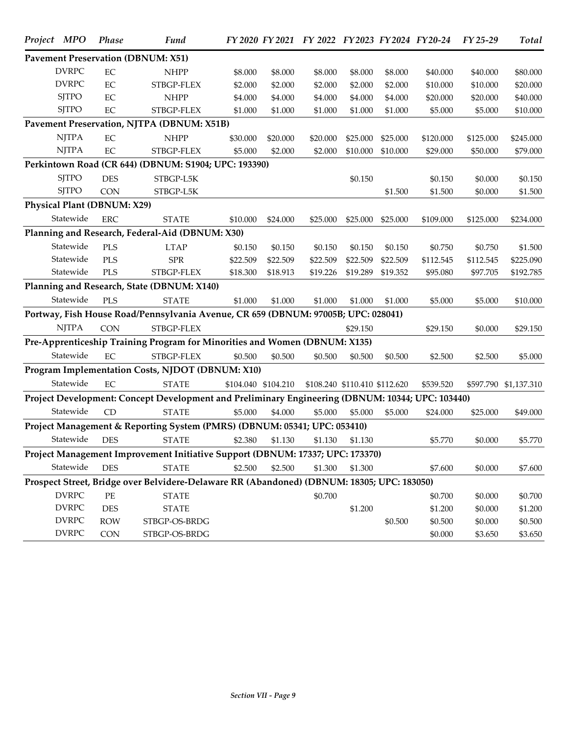| Project | MPO | Phase | Fund | FY 2020 | FY 2021 | FY 2022 | FY 2023 | FY 2024 | FY20-24 | FY 25-29 | Total |
|---|---|---|---|---|---|---|---|---|---|---|---|
| **Pavement Preservation (DBNUM: X51)** | | | | | | | | | | | |
| | DVRPC | EC | NHPP | $8.000 | $8.000 | $8.000 | $8.000 | $8.000 | $40.000 | $40.000 | $80.000 |
| | DVRPC | EC | STBGP-FLEX | $2.000 | $2.000 | $2.000 | $2.000 | $2.000 | $10.000 | $10.000 | $20.000 |
| | SJTPO | EC | NHPP | $4.000 | $4.000 | $4.000 | $4.000 | $4.000 | $20.000 | $20.000 | $40.000 |
| | SJTPO | EC | STBGP-FLEX | $1.000 | $1.000 | $1.000 | $1.000 | $1.000 | $5.000 | $5.000 | $10.000 |
| **Pavement Preservation, NJTPA (DBNUM: X51B)** | | | | | | | | | | | |
| | NJTPA | EC | NHPP | $30.000 | $20.000 | $20.000 | $25.000 | $25.000 | $120.000 | $125.000 | $245.000 |
| | NJTPA | EC | STBGP-FLEX | $5.000 | $2.000 | $2.000 | $10.000 | $10.000 | $29.000 | $50.000 | $79.000 |
| **Perkintown Road (CR 644) (DBNUM: S1904; UPC: 193390)** | | | | | | | | | | | |
| | SJTPO | DES | STBGP-L5K | | | | $0.150 | | $0.150 | $0.000 | $0.150 |
| | SJTPO | CON | STBGP-L5K | | | | | $1.500 | $1.500 | $0.000 | $1.500 |
| **Physical Plant (DBNUM: X29)** | | | | | | | | | | | |
| | Statewide | ERC | STATE | $10.000 | $24.000 | $25.000 | $25.000 | $25.000 | $109.000 | $125.000 | $234.000 |
| **Planning and Research, Federal-Aid (DBNUM: X30)** | | | | | | | | | | | |
| | Statewide | PLS | LTAP | $0.150 | $0.150 | $0.150 | $0.150 | $0.150 | $0.750 | $0.750 | $1.500 |
| | Statewide | PLS | SPR | $22.509 | $22.509 | $22.509 | $22.509 | $22.509 | $112.545 | $112.545 | $225.090 |
| | Statewide | PLS | STBGP-FLEX | $18.300 | $18.913 | $19.226 | $19.289 | $19.352 | $95.080 | $97.705 | $192.785 |
| **Planning and Research, State (DBNUM: X140)** | | | | | | | | | | | |
| | Statewide | PLS | STATE | $1.000 | $1.000 | $1.000 | $1.000 | $1.000 | $5.000 | $5.000 | $10.000 |
| **Portway, Fish House Road/Pennsylvania Avenue, CR 659 (DBNUM: 97005B; UPC: 028041)** | | | | | | | | | | | |
| | NJTPA | CON | STBGP-FLEX | | | | $29.150 | | $29.150 | $0.000 | $29.150 |
| **Pre-Apprenticeship Training Program for Minorities and Women (DBNUM: X135)** | | | | | | | | | | | |
| | Statewide | EC | STBGP-FLEX | $0.500 | $0.500 | $0.500 | $0.500 | $0.500 | $2.500 | $2.500 | $5.000 |
| **Program Implementation Costs, NJDOT (DBNUM: X10)** | | | | | | | | | | | |
| | Statewide | EC | STATE | $104.040 | $104.210 | $108.240 | $110.410 | $112.620 | $539.520 | $597.790 | $1,137.310 |
| **Project Development: Concept Development and Preliminary Engineering (DBNUM: 10344; UPC: 103440)** | | | | | | | | | | | |
| | Statewide | CD | STATE | $5.000 | $4.000 | $5.000 | $5.000 | $5.000 | $24.000 | $25.000 | $49.000 |
| **Project Management & Reporting System (PMRS) (DBNUM: 05341; UPC: 053410)** | | | | | | | | | | | |
| | Statewide | DES | STATE | $2.380 | $1.130 | $1.130 | $1.130 | | $5.770 | $0.000 | $5.770 |
| **Project Management Improvement Initiative Support (DBNUM: 17337; UPC: 173370)** | | | | | | | | | | | |
| | Statewide | DES | STATE | $2.500 | $2.500 | $1.300 | $1.300 | | $7.600 | $0.000 | $7.600 |
| **Prospect Street, Bridge over Belvidere-Delaware RR (Abandoned) (DBNUM: 18305; UPC: 183050)** | | | | | | | | | | | |
| | DVRPC | PE | STATE | | | $0.700 | | | $0.700 | $0.000 | $0.700 |
| | DVRPC | DES | STATE | | | | $1.200 | | $1.200 | $0.000 | $1.200 |
| | DVRPC | ROW | STBGP-OS-BRDG | | | | | $0.500 | $0.500 | $0.000 | $0.500 |
| | DVRPC | CON | STBGP-OS-BRDG | | | | | | $0.000 | $3.650 | $3.650 |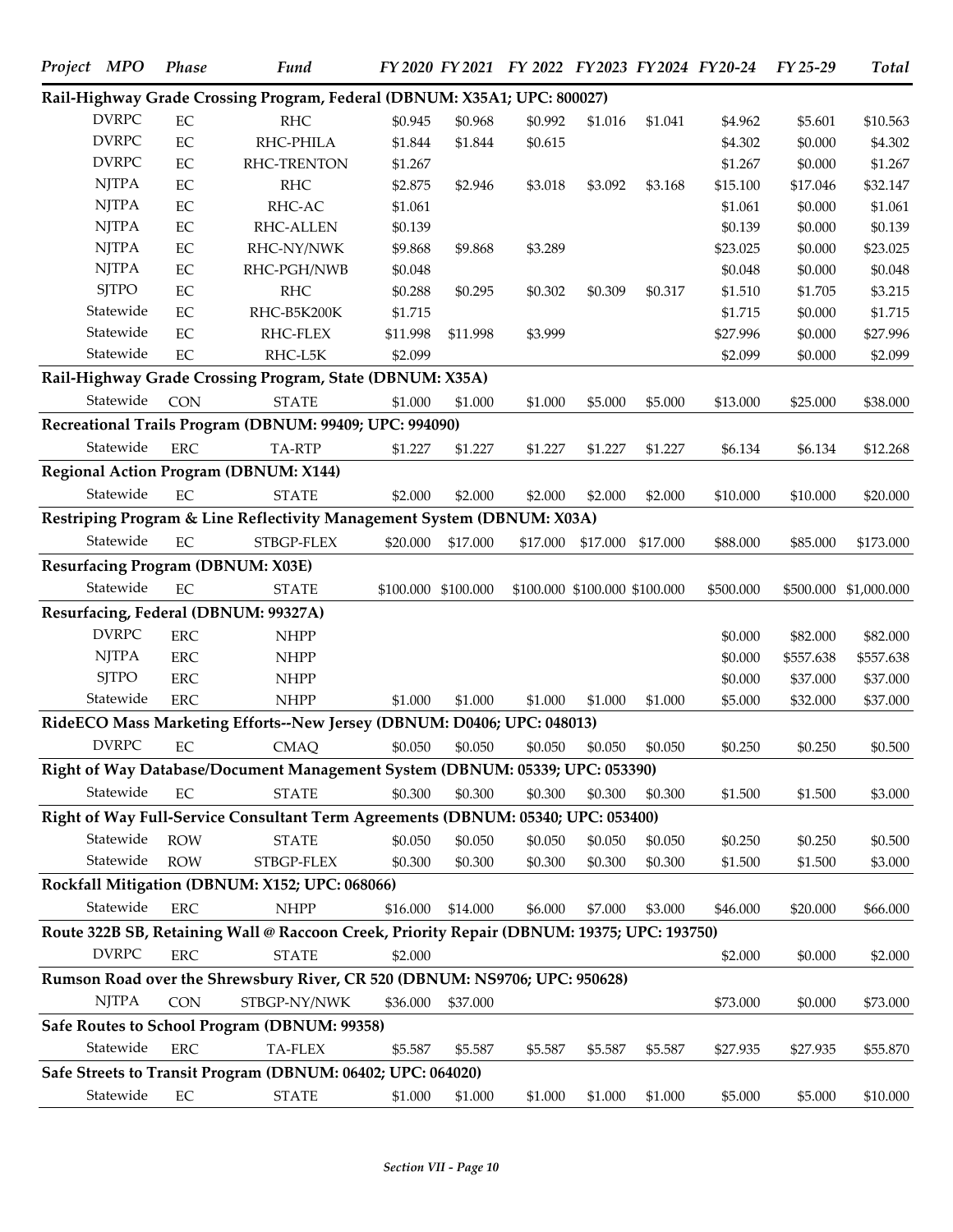| Project | MPO | Phase | Fund | FY 2020 | FY 2021 | FY 2022 | FY 2023 | FY 2024 | FY20-24 | FY 25-29 | Total |
|---|---|---|---|---|---|---|---|---|---|---|---|
| **Rail-Highway Grade Crossing Program, Federal (DBNUM: X35A1; UPC: 800027)** | | | | | | | | | | | |
| | DVRPC | EC | RHC | $0.945 | $0.968 | $0.992 | $1.016 | $1.041 | $4.962 | $5.601 | $10.563 |
| | DVRPC | EC | RHC-PHILA | $1.844 | $1.844 | $0.615 | | | $4.302 | $0.000 | $4.302 |
| | DVRPC | EC | RHC-TRENTON | $1.267 | | | | | $1.267 | $0.000 | $1.267 |
| | NJTPA | EC | RHC | $2.875 | $2.946 | $3.018 | $3.092 | $3.168 | $15.100 | $17.046 | $32.147 |
| | NJTPA | EC | RHC-AC | $1.061 | | | | | $1.061 | $0.000 | $1.061 |
| | NJTPA | EC | RHC-ALLEN | $0.139 | | | | | $0.139 | $0.000 | $0.139 |
| | NJTPA | EC | RHC-NY/NWK | $9.868 | $9.868 | $3.289 | | | $23.025 | $0.000 | $23.025 |
| | NJTPA | EC | RHC-PGH/NWB | $0.048 | | | | | $0.048 | $0.000 | $0.048 |
| | SJTPO | EC | RHC | $0.288 | $0.295 | $0.302 | $0.309 | $0.317 | $1.510 | $1.705 | $3.215 |
| | Statewide | EC | RHC-B5K200K | $1.715 | | | | | $1.715 | $0.000 | $1.715 |
| | Statewide | EC | RHC-FLEX | $11.998 | $11.998 | $3.999 | | | $27.996 | $0.000 | $27.996 |
| | Statewide | EC | RHC-L5K | $2.099 | | | | | $2.099 | $0.000 | $2.099 |
| **Rail-Highway Grade Crossing Program, State (DBNUM: X35A)** | | | | | | | | | | | |
| | Statewide | CON | STATE | $1.000 | $1.000 | $1.000 | $5.000 | $5.000 | $13.000 | $25.000 | $38.000 |
| **Recreational Trails Program (DBNUM: 99409; UPC: 994090)** | | | | | | | | | | | |
| | Statewide | ERC | TA-RTP | $1.227 | $1.227 | $1.227 | $1.227 | $1.227 | $6.134 | $6.134 | $12.268 |
| **Regional Action Program (DBNUM: X144)** | | | | | | | | | | | |
| | Statewide | EC | STATE | $2.000 | $2.000 | $2.000 | $2.000 | $2.000 | $10.000 | $10.000 | $20.000 |
| **Restriping Program & Line Reflectivity Management System (DBNUM: X03A)** | | | | | | | | | | | |
| | Statewide | EC | STBGP-FLEX | $20.000 | $17.000 | $17.000 | $17.000 | $17.000 | $88.000 | $85.000 | $173.000 |
| **Resurfacing Program (DBNUM: X03E)** | | | | | | | | | | | |
| | Statewide | EC | STATE | $100.000 | $100.000 | $100.000 | $100.000 | $100.000 | $500.000 | $500.000 | $1,000.000 |
| **Resurfacing, Federal (DBNUM: 99327A)** | | | | | | | | | | | |
| | DVRPC | ERC | NHPP | | | | | | $0.000 | $82.000 | $82.000 |
| | NJTPA | ERC | NHPP | | | | | | $0.000 | $557.638 | $557.638 |
| | SJTPO | ERC | NHPP | | | | | | $0.000 | $37.000 | $37.000 |
| | Statewide | ERC | NHPP | $1.000 | $1.000 | $1.000 | $1.000 | $1.000 | $5.000 | $32.000 | $37.000 |
| **RideECO Mass Marketing Efforts--New Jersey (DBNUM: D0406; UPC: 048013)** | | | | | | | | | | | |
| | DVRPC | EC | CMAQ | $0.050 | $0.050 | $0.050 | $0.050 | $0.050 | $0.250 | $0.250 | $0.500 |
| **Right of Way Database/Document Management System (DBNUM: 05339; UPC: 053390)** | | | | | | | | | | | |
| | Statewide | EC | STATE | $0.300 | $0.300 | $0.300 | $0.300 | $0.300 | $1.500 | $1.500 | $3.000 |
| **Right of Way Full-Service Consultant Term Agreements (DBNUM: 05340; UPC: 053400)** | | | | | | | | | | | |
| | Statewide | ROW | STATE | $0.050 | $0.050 | $0.050 | $0.050 | $0.050 | $0.250 | $0.250 | $0.500 |
| | Statewide | ROW | STBGP-FLEX | $0.300 | $0.300 | $0.300 | $0.300 | $0.300 | $1.500 | $1.500 | $3.000 |
| **Rockfall Mitigation (DBNUM: X152; UPC: 068066)** | | | | | | | | | | | |
| | Statewide | ERC | NHPP | $16.000 | $14.000 | $6.000 | $7.000 | $3.000 | $46.000 | $20.000 | $66.000 |
| **Route 322B SB, Retaining Wall @ Raccoon Creek, Priority Repair (DBNUM: 19375; UPC: 193750)** | | | | | | | | | | | |
| | DVRPC | ERC | STATE | $2.000 | | | | | $2.000 | $0.000 | $2.000 |
| **Rumson Road over the Shrewsbury River, CR 520 (DBNUM: NS9706; UPC: 950628)** | | | | | | | | | | | |
| | NJTPA | CON | STBGP-NY/NWK | $36.000 | $37.000 | | | | $73.000 | $0.000 | $73.000 |
| **Safe Routes to School Program (DBNUM: 99358)** | | | | | | | | | | | |
| | Statewide | ERC | TA-FLEX | $5.587 | $5.587 | $5.587 | $5.587 | $5.587 | $27.935 | $27.935 | $55.870 |
| **Safe Streets to Transit Program (DBNUM: 06402; UPC: 064020)** | | | | | | | | | | | |
| | Statewide | EC | STATE | $1.000 | $1.000 | $1.000 | $1.000 | $1.000 | $5.000 | $5.000 | $10.000 |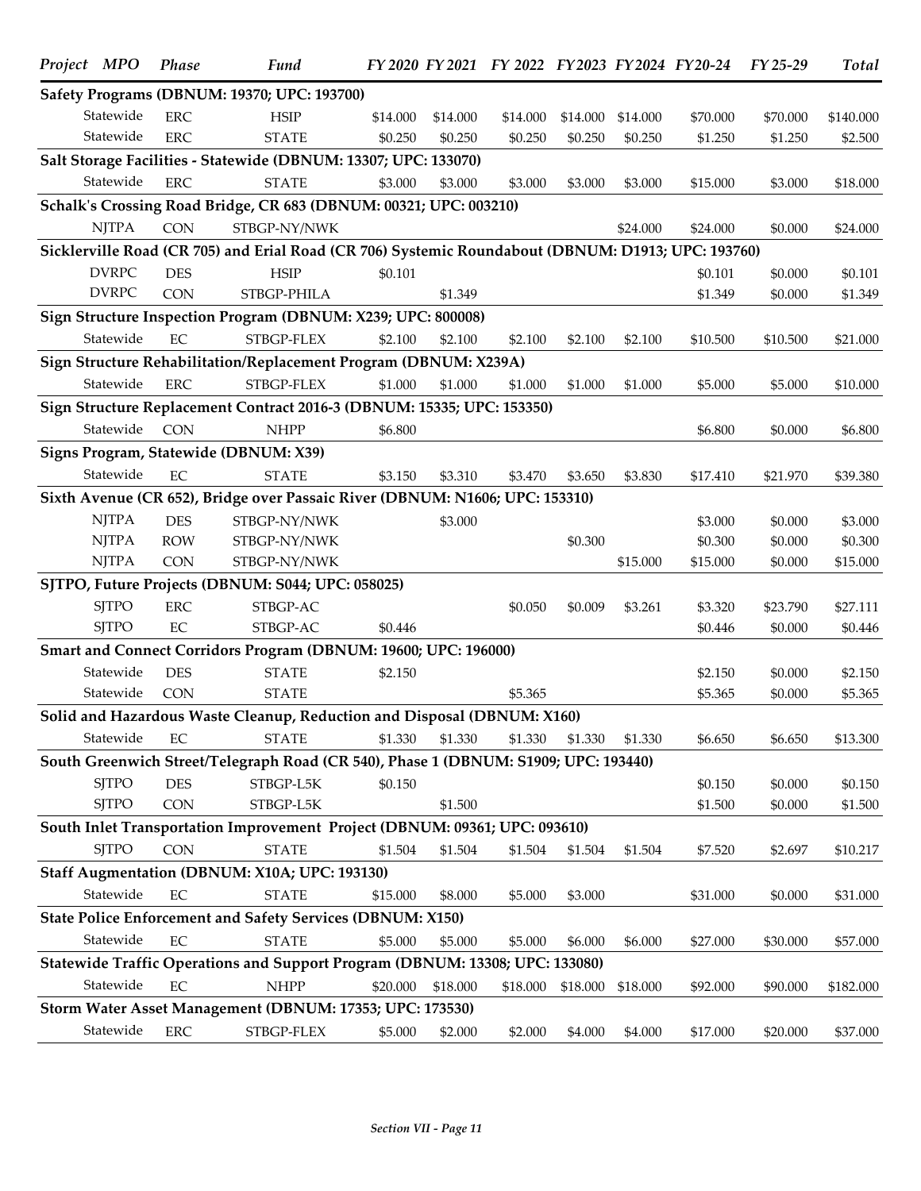| Project | MPO | Phase | Fund | FY 2020 | FY 2021 | FY 2022 | FY 2023 | FY 2024 | FY20-24 | FY 25-29 | Total |
|---|---|---|---|---|---|---|---|---|---|---|---|
| **Safety Programs (DBNUM: 19370; UPC: 193700)** | | | | | | | | | | | |
| | Statewide | ERC | HSIP | $14.000 | $14.000 | $14.000 | $14.000 | $14.000 | $70.000 | $70.000 | $140.000 |
| | Statewide | ERC | STATE | $0.250 | $0.250 | $0.250 | $0.250 | $0.250 | $1.250 | $1.250 | $2.500 |
| **Salt Storage Facilities - Statewide (DBNUM: 13307; UPC: 133070)** | | | | | | | | | | | |
| | Statewide | ERC | STATE | $3.000 | $3.000 | $3.000 | $3.000 | $3.000 | $15.000 | $3.000 | $18.000 |
| **Schalk's Crossing Road Bridge, CR 683 (DBNUM: 00321; UPC: 003210)** | | | | | | | | | | | |
| | NJTPA | CON | STBGP-NY/NWK | | | | | $24.000 | $24.000 | $0.000 | $24.000 |
| **Sicklerville Road (CR 705) and Erial Road (CR 706) Systemic Roundabout (DBNUM: D1913; UPC: 193760)** | | | | | | | | | | | |
| | DVRPC | DES | HSIP | $0.101 | | | | | $0.101 | $0.000 | $0.101 |
| | DVRPC | CON | STBGP-PHILA | | $1.349 | | | | $1.349 | $0.000 | $1.349 |
| **Sign Structure Inspection Program (DBNUM: X239; UPC: 800008)** | | | | | | | | | | | |
| | Statewide | EC | STBGP-FLEX | $2.100 | $2.100 | $2.100 | $2.100 | $2.100 | $10.500 | $10.500 | $21.000 |
| **Sign Structure Rehabilitation/Replacement Program (DBNUM: X239A)** | | | | | | | | | | | |
| | Statewide | ERC | STBGP-FLEX | $1.000 | $1.000 | $1.000 | $1.000 | $1.000 | $5.000 | $5.000 | $10.000 |
| **Sign Structure Replacement Contract 2016-3 (DBNUM: 15335; UPC: 153350)** | | | | | | | | | | | |
| | Statewide | CON | NHPP | $6.800 | | | | | $6.800 | $0.000 | $6.800 |
| **Signs Program, Statewide (DBNUM: X39)** | | | | | | | | | | | |
| | Statewide | EC | STATE | $3.150 | $3.310 | $3.470 | $3.650 | $3.830 | $17.410 | $21.970 | $39.380 |
| **Sixth Avenue (CR 652), Bridge over Passaic River (DBNUM: N1606; UPC: 153310)** | | | | | | | | | | | |
| | NJTPA | DES | STBGP-NY/NWK | | $3.000 | | | | $3.000 | $0.000 | $3.000 |
| | NJTPA | ROW | STBGP-NY/NWK | | | | $0.300 | | $0.300 | $0.000 | $0.300 |
| | NJTPA | CON | STBGP-NY/NWK | | | | | $15.000 | $15.000 | $0.000 | $15.000 |
| **SJTPO, Future Projects (DBNUM: S044; UPC: 058025)** | | | | | | | | | | | |
| | SJTPO | ERC | STBGP-AC | | | $0.050 | $0.009 | $3.261 | $3.320 | $23.790 | $27.111 |
| | SJTPO | EC | STBGP-AC | $0.446 | | | | | $0.446 | $0.000 | $0.446 |
| **Smart and Connect Corridors Program (DBNUM: 19600; UPC: 196000)** | | | | | | | | | | | |
| | Statewide | DES | STATE | $2.150 | | | | | $2.150 | $0.000 | $2.150 |
| | Statewide | CON | STATE | | | $5.365 | | | $5.365 | $0.000 | $5.365 |
| **Solid and Hazardous Waste Cleanup, Reduction and Disposal (DBNUM: X160)** | | | | | | | | | | | |
| | Statewide | EC | STATE | $1.330 | $1.330 | $1.330 | $1.330 | $1.330 | $6.650 | $6.650 | $13.300 |
| **South Greenwich Street/Telegraph Road (CR 540), Phase 1 (DBNUM: S1909; UPC: 193440)** | | | | | | | | | | | |
| | SJTPO | DES | STBGP-L5K | $0.150 | | | | | $0.150 | $0.000 | $0.150 |
| | SJTPO | CON | STBGP-L5K | | $1.500 | | | | $1.500 | $0.000 | $1.500 |
| **South Inlet Transportation Improvement Project (DBNUM: 09361; UPC: 093610)** | | | | | | | | | | | |
| | SJTPO | CON | STATE | $1.504 | $1.504 | $1.504 | $1.504 | $1.504 | $7.520 | $2.697 | $10.217 |
| **Staff Augmentation (DBNUM: X10A; UPC: 193130)** | | | | | | | | | | | |
| | Statewide | EC | STATE | $15.000 | $8.000 | $5.000 | $3.000 | | $31.000 | $0.000 | $31.000 |
| **State Police Enforcement and Safety Services (DBNUM: X150)** | | | | | | | | | | | |
| | Statewide | EC | STATE | $5.000 | $5.000 | $5.000 | $6.000 | $6.000 | $27.000 | $30.000 | $57.000 |
| **Statewide Traffic Operations and Support Program (DBNUM: 13308; UPC: 133080)** | | | | | | | | | | | |
| | Statewide | EC | NHPP | $20.000 | $18.000 | $18.000 | $18.000 | $18.000 | $92.000 | $90.000 | $182.000 |
| **Storm Water Asset Management (DBNUM: 17353; UPC: 173530)** | | | | | | | | | | | |
| | Statewide | ERC | STBGP-FLEX | $5.000 | $2.000 | $2.000 | $4.000 | $4.000 | $17.000 | $20.000 | $37.000 |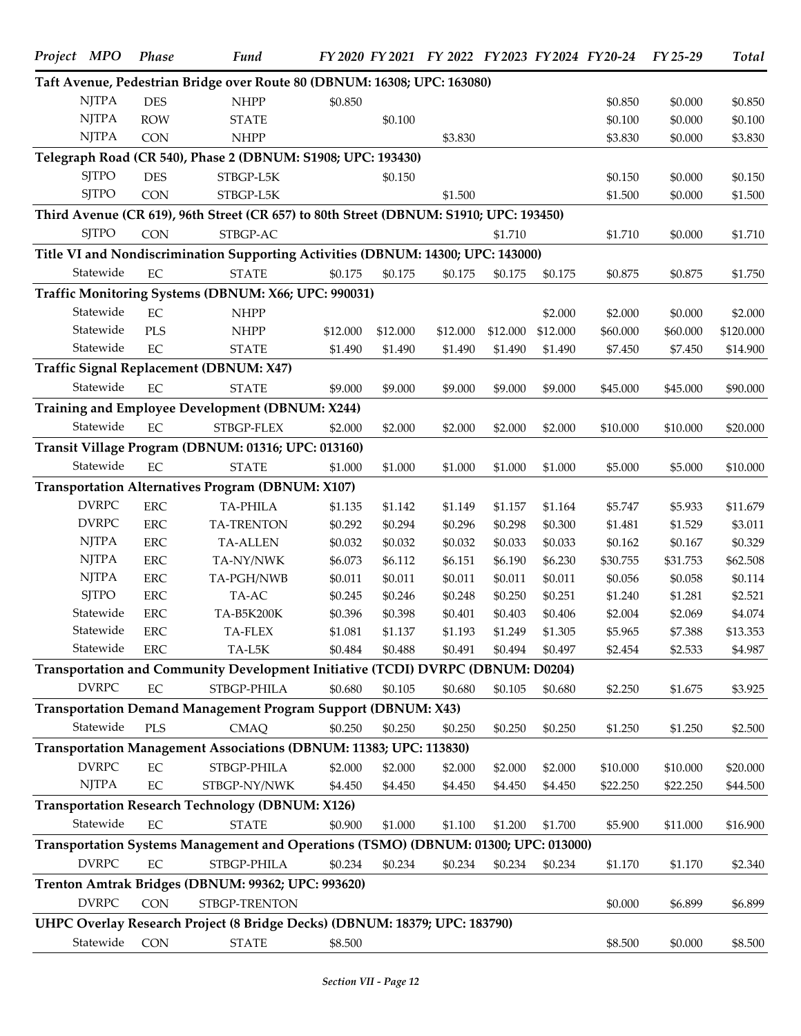| Project | MPO | Phase | Fund | FY 2020 | FY 2021 | FY 2022 | FY 2023 | FY 2024 | FY20-24 | FY 25-29 | Total |
|---|---|---|---|---|---|---|---|---|---|---|---|
| **Taft Avenue, Pedestrian Bridge over Route 80 (DBNUM: 16308; UPC: 163080)** | | | | | | | | | | | |
| | NJTPA | DES | NHPP | $0.850 | | | | | $0.850 | $0.000 | $0.850 |
| | NJTPA | ROW | STATE | | $0.100 | | | | $0.100 | $0.000 | $0.100 |
| | NJTPA | CON | NHPP | | | $3.830 | | | $3.830 | $0.000 | $3.830 |
| **Telegraph Road (CR 540), Phase 2 (DBNUM: S1908; UPC: 193430)** | | | | | | | | | | | |
| | SJTPO | DES | STBGP-L5K | | $0.150 | | | | $0.150 | $0.000 | $0.150 |
| | SJTPO | CON | STBGP-L5K | | | $1.500 | | | $1.500 | $0.000 | $1.500 |
| **Third Avenue (CR 619), 96th Street (CR 657) to 80th Street (DBNUM: S1910; UPC: 193450)** | | | | | | | | | | | |
| | SJTPO | CON | STBGP-AC | | | | $1.710 | | $1.710 | $0.000 | $1.710 |
| **Title VI and Nondiscrimination Supporting Activities (DBNUM: 14300; UPC: 143000)** | | | | | | | | | | | |
| | Statewide | EC | STATE | $0.175 | $0.175 | $0.175 | $0.175 | $0.175 | $0.875 | $0.875 | $1.750 |
| **Traffic Monitoring Systems (DBNUM: X66; UPC: 990031)** | | | | | | | | | | | |
| | Statewide | EC | NHPP | | | | | $2.000 | $2.000 | $0.000 | $2.000 |
| | Statewide | PLS | NHPP | $12.000 | $12.000 | $12.000 | $12.000 | $12.000 | $60.000 | $60.000 | $120.000 |
| | Statewide | EC | STATE | $1.490 | $1.490 | $1.490 | $1.490 | $1.490 | $7.450 | $7.450 | $14.900 |
| **Traffic Signal Replacement (DBNUM: X47)** | | | | | | | | | | | |
| | Statewide | EC | STATE | $9.000 | $9.000 | $9.000 | $9.000 | $9.000 | $45.000 | $45.000 | $90.000 |
| **Training and Employee Development (DBNUM: X244)** | | | | | | | | | | | |
| | Statewide | EC | STBGP-FLEX | $2.000 | $2.000 | $2.000 | $2.000 | $2.000 | $10.000 | $10.000 | $20.000 |
| **Transit Village Program (DBNUM: 01316; UPC: 013160)** | | | | | | | | | | | |
| | Statewide | EC | STATE | $1.000 | $1.000 | $1.000 | $1.000 | $1.000 | $5.000 | $5.000 | $10.000 |
| **Transportation Alternatives Program (DBNUM: X107)** | | | | | | | | | | | |
| | DVRPC | ERC | TA-PHILA | $1.135 | $1.142 | $1.149 | $1.157 | $1.164 | $5.747 | $5.933 | $11.679 |
| | DVRPC | ERC | TA-TRENTON | $0.292 | $0.294 | $0.296 | $0.298 | $0.300 | $1.481 | $1.529 | $3.011 |
| | NJTPA | ERC | TA-ALLEN | $0.032 | $0.032 | $0.032 | $0.033 | $0.033 | $0.162 | $0.167 | $0.329 |
| | NJTPA | ERC | TA-NY/NWK | $6.073 | $6.112 | $6.151 | $6.190 | $6.230 | $30.755 | $31.753 | $62.508 |
| | NJTPA | ERC | TA-PGH/NWB | $0.011 | $0.011 | $0.011 | $0.011 | $0.011 | $0.056 | $0.058 | $0.114 |
| | SJTPO | ERC | TA-AC | $0.245 | $0.246 | $0.248 | $0.250 | $0.251 | $1.240 | $1.281 | $2.521 |
| | Statewide | ERC | TA-B5K200K | $0.396 | $0.398 | $0.401 | $0.403 | $0.406 | $2.004 | $2.069 | $4.074 |
| | Statewide | ERC | TA-FLEX | $1.081 | $1.137 | $1.193 | $1.249 | $1.305 | $5.965 | $7.388 | $13.353 |
| | Statewide | ERC | TA-L5K | $0.484 | $0.488 | $0.491 | $0.494 | $0.497 | $2.454 | $2.533 | $4.987 |
| **Transportation and Community Development Initiative (TCDI) DVRPC (DBNUM: D0204)** | | | | | | | | | | | |
| | DVRPC | EC | STBGP-PHILA | $0.680 | $0.105 | $0.680 | $0.105 | $0.680 | $2.250 | $1.675 | $3.925 |
| **Transportation Demand Management Program Support (DBNUM: X43)** | | | | | | | | | | | |
| | Statewide | PLS | CMAQ | $0.250 | $0.250 | $0.250 | $0.250 | $0.250 | $1.250 | $1.250 | $2.500 |
| **Transportation Management Associations (DBNUM: 11383; UPC: 113830)** | | | | | | | | | | | |
| | DVRPC | EC | STBGP-PHILA | $2.000 | $2.000 | $2.000 | $2.000 | $2.000 | $10.000 | $10.000 | $20.000 |
| | NJTPA | EC | STBGP-NY/NWK | $4.450 | $4.450 | $4.450 | $4.450 | $4.450 | $22.250 | $22.250 | $44.500 |
| **Transportation Research Technology (DBNUM: X126)** | | | | | | | | | | | |
| | Statewide | EC | STATE | $0.900 | $1.000 | $1.100 | $1.200 | $1.700 | $5.900 | $11.000 | $16.900 |
| **Transportation Systems Management and Operations (TSMO) (DBNUM: 01300; UPC: 013000)** | | | | | | | | | | | |
| | DVRPC | EC | STBGP-PHILA | $0.234 | $0.234 | $0.234 | $0.234 | $0.234 | $1.170 | $1.170 | $2.340 |
| **Trenton Amtrak Bridges (DBNUM: 99362; UPC: 993620)** | | | | | | | | | | | |
| | DVRPC | CON | STBGP-TRENTON | | | | | | $0.000 | $6.899 | $6.899 |
| **UHPC Overlay Research Project (8 Bridge Decks) (DBNUM: 18379; UPC: 183790)** | | | | | | | | | | | |
| | Statewide | CON | STATE | $8.500 | | | | | $8.500 | $0.000 | $8.500 |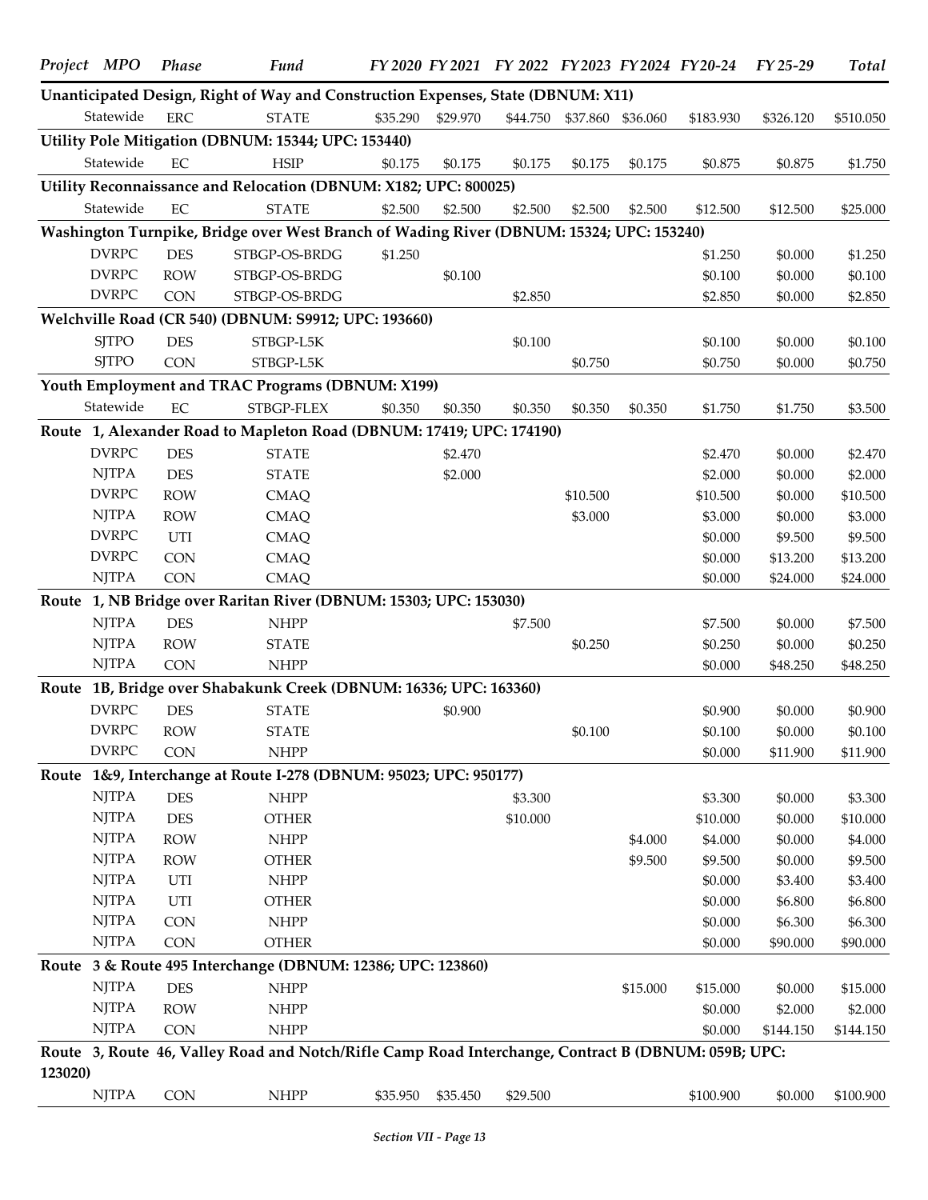| Project | MPO | Phase | Fund | FY 2020 | FY 2021 | FY 2022 | FY 2023 | FY 2024 | FY 20-24 | FY 25-29 | Total |
|---|---|---|---|---|---|---|---|---|---|---|---|
| **Unanticipated Design, Right of Way and Construction Expenses, State (DBNUM: X11)** | | | | | | | | | | | |
| | Statewide | ERC | STATE | $35.290 | $29.970 | $44.750 | $37.860 | $36.060 | $183.930 | $326.120 | $510.050 |
| **Utility Pole Mitigation (DBNUM: 15344; UPC: 153440)** | | | | | | | | | | | |
| | Statewide | EC | HSIP | $0.175 | $0.175 | $0.175 | $0.175 | $0.175 | $0.875 | $0.875 | $1.750 |
| **Utility Reconnaissance and Relocation (DBNUM: X182; UPC: 800025)** | | | | | | | | | | | |
| | Statewide | EC | STATE | $2.500 | $2.500 | $2.500 | $2.500 | $2.500 | $12.500 | $12.500 | $25.000 |
| **Washington Turnpike, Bridge over West Branch of Wading River (DBNUM: 15324; UPC: 153240)** | | | | | | | | | | | |
| | DVRPC | DES | STBGP-OS-BRDG | $1.250 | | | | | $1.250 | $0.000 | $1.250 |
| | DVRPC | ROW | STBGP-OS-BRDG | | $0.100 | | | | $0.100 | $0.000 | $0.100 |
| | DVRPC | CON | STBGP-OS-BRDG | | | $2.850 | | | $2.850 | $0.000 | $2.850 |
| **Welchville Road (CR 540) (DBNUM: S9912; UPC: 193660)** | | | | | | | | | | | |
| | SJTPO | DES | STBGP-L5K | | | $0.100 | | | $0.100 | $0.000 | $0.100 |
| | SJTPO | CON | STBGP-L5K | | | | $0.750 | | $0.750 | $0.000 | $0.750 |
| **Youth Employment and TRAC Programs (DBNUM: X199)** | | | | | | | | | | | |
| | Statewide | EC | STBGP-FLEX | $0.350 | $0.350 | $0.350 | $0.350 | $0.350 | $1.750 | $1.750 | $3.500 |
| **Route 1, Alexander Road to Mapleton Road (DBNUM: 17419; UPC: 174190)** | | | | | | | | | | | |
| | DVRPC | DES | STATE | | $2.470 | | | | $2.470 | $0.000 | $2.470 |
| | NJTPA | DES | STATE | | $2.000 | | | | $2.000 | $0.000 | $2.000 |
| | DVRPC | ROW | CMAQ | | | | $10.500 | | $10.500 | $0.000 | $10.500 |
| | NJTPA | ROW | CMAQ | | | | $3.000 | | $3.000 | $0.000 | $3.000 |
| | DVRPC | UTI | CMAQ | | | | | | $0.000 | $9.500 | $9.500 |
| | DVRPC | CON | CMAQ | | | | | | $0.000 | $13.200 | $13.200 |
| | NJTPA | CON | CMAQ | | | | | | $0.000 | $24.000 | $24.000 |
| **Route 1, NB Bridge over Raritan River (DBNUM: 15303; UPC: 153030)** | | | | | | | | | | | |
| | NJTPA | DES | NHPP | | | $7.500 | | | $7.500 | $0.000 | $7.500 |
| | NJTPA | ROW | STATE | | | | $0.250 | | $0.250 | $0.000 | $0.250 |
| | NJTPA | CON | NHPP | | | | | | $0.000 | $48.250 | $48.250 |
| **Route 1B, Bridge over Shabakunk Creek (DBNUM: 16336; UPC: 163360)** | | | | | | | | | | | |
| | DVRPC | DES | STATE | | $0.900 | | | | $0.900 | $0.000 | $0.900 |
| | DVRPC | ROW | STATE | | | | $0.100 | | $0.100 | $0.000 | $0.100 |
| | DVRPC | CON | NHPP | | | | | | $0.000 | $11.900 | $11.900 |
| **Route 1&9, Interchange at Route I-278 (DBNUM: 95023; UPC: 950177)** | | | | | | | | | | | |
| | NJTPA | DES | NHPP | | | $3.300 | | | $3.300 | $0.000 | $3.300 |
| | NJTPA | DES | OTHER | | | $10.000 | | | $10.000 | $0.000 | $10.000 |
| | NJTPA | ROW | NHPP | | | | | $4.000 | $4.000 | $0.000 | $4.000 |
| | NJTPA | ROW | OTHER | | | | | $9.500 | $9.500 | $0.000 | $9.500 |
| | NJTPA | UTI | NHPP | | | | | | $0.000 | $3.400 | $3.400 |
| | NJTPA | UTI | OTHER | | | | | | $0.000 | $6.800 | $6.800 |
| | NJTPA | CON | NHPP | | | | | | $0.000 | $6.300 | $6.300 |
| | NJTPA | CON | OTHER | | | | | | $0.000 | $90.000 | $90.000 |
| **Route 3 & Route 495 Interchange (DBNUM: 12386; UPC: 123860)** | | | | | | | | | | | |
| | NJTPA | DES | NHPP | | | | | $15.000 | $15.000 | $0.000 | $15.000 |
| | NJTPA | ROW | NHPP | | | | | | $0.000 | $2.000 | $2.000 |
| | NJTPA | CON | NHPP | | | | | | $0.000 | $144.150 | $144.150 |
| **Route 3, Route 46, Valley Road and Notch/Rifle Camp Road Interchange, Contract B (DBNUM: 059B; UPC: 123020)** | | | | | | | | | | | |
| | NJTPA | CON | NHPP | $35.950 | $35.450 | $29.500 | | | $100.900 | $0.000 | $100.900 |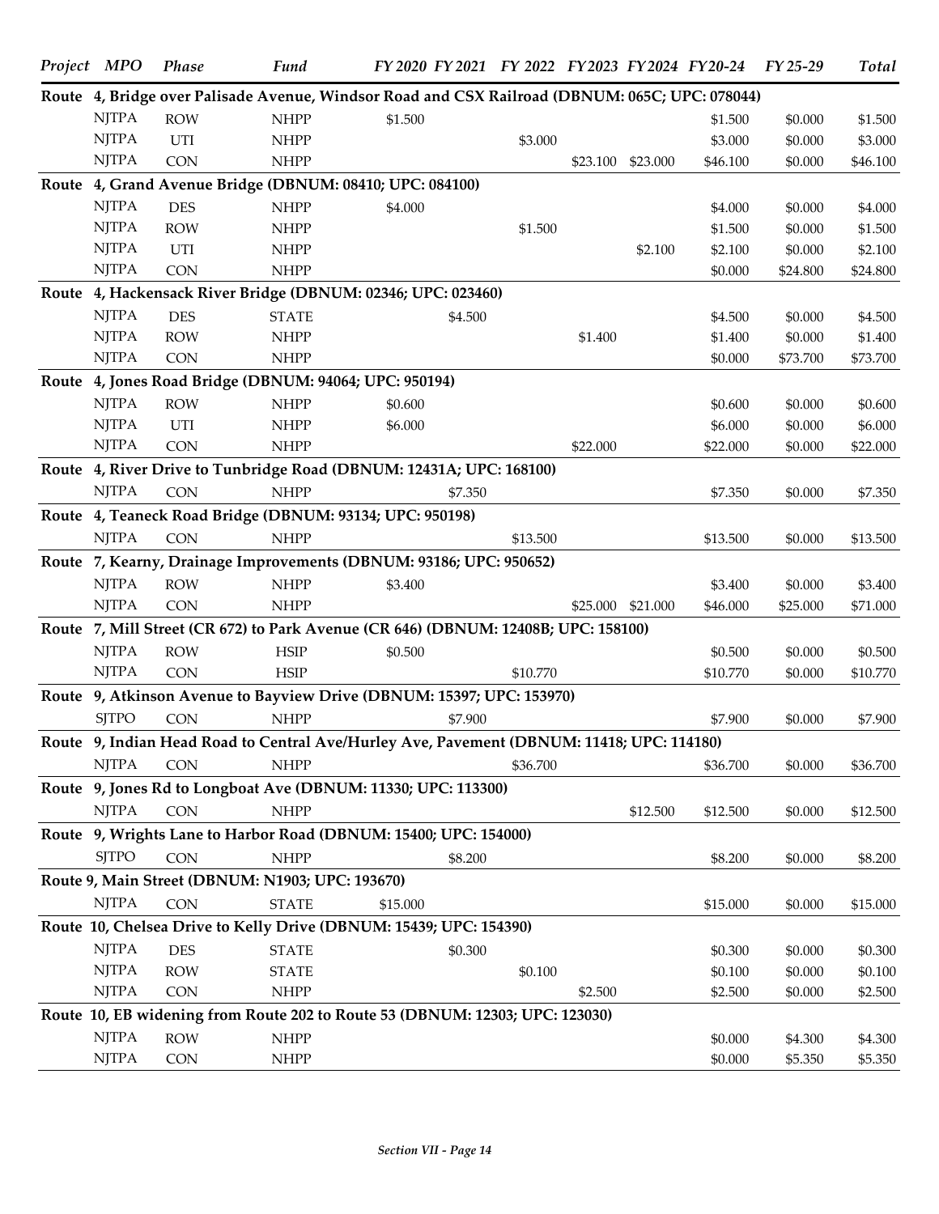| Project | MPO | Phase | Fund | FY 2020 | FY 2021 | FY 2022 | FY 2023 | FY 2024 | FY 20-24 | FY 25-29 | Total |
|---|---|---|---|---|---|---|---|---|---|---|---|
| Route 4, Bridge over Palisade Avenue, Windsor Road and CSX Railroad (DBNUM: 065C; UPC: 078044) | | | | | | | | | | | |
| | NJTPA | ROW | NHPP | $1.500 | | | | | $1.500 | $0.000 | $1.500 |
| | NJTPA | UTI | NHPP | | | $3.000 | | | $3.000 | $0.000 | $3.000 |
| | NJTPA | CON | NHPP | | | | $23.100 | $23.000 | $46.100 | $0.000 | $46.100 |
| Route 4, Grand Avenue Bridge (DBNUM: 08410; UPC: 084100) | | | | | | | | | | | |
| | NJTPA | DES | NHPP | $4.000 | | | | | $4.000 | $0.000 | $4.000 |
| | NJTPA | ROW | NHPP | | | $1.500 | | | $1.500 | $0.000 | $1.500 |
| | NJTPA | UTI | NHPP | | | | | $2.100 | $2.100 | $0.000 | $2.100 |
| | NJTPA | CON | NHPP | | | | | | $0.000 | $24.800 | $24.800 |
| Route 4, Hackensack River Bridge (DBNUM: 02346; UPC: 023460) | | | | | | | | | | | |
| | NJTPA | DES | STATE | | $4.500 | | | | $4.500 | $0.000 | $4.500 |
| | NJTPA | ROW | NHPP | | | | $1.400 | | $1.400 | $0.000 | $1.400 |
| | NJTPA | CON | NHPP | | | | | | $0.000 | $73.700 | $73.700 |
| Route 4, Jones Road Bridge (DBNUM: 94064; UPC: 950194) | | | | | | | | | | | |
| | NJTPA | ROW | NHPP | $0.600 | | | | | $0.600 | $0.000 | $0.600 |
| | NJTPA | UTI | NHPP | $6.000 | | | | | $6.000 | $0.000 | $6.000 |
| | NJTPA | CON | NHPP | | | | $22.000 | | $22.000 | $0.000 | $22.000 |
| Route 4, River Drive to Tunbridge Road (DBNUM: 12431A; UPC: 168100) | | | | | | | | | | | |
| | NJTPA | CON | NHPP | | $7.350 | | | | $7.350 | $0.000 | $7.350 |
| Route 4, Teaneck Road Bridge (DBNUM: 93134; UPC: 950198) | | | | | | | | | | | |
| | NJTPA | CON | NHPP | | | $13.500 | | | $13.500 | $0.000 | $13.500 |
| Route 7, Kearny, Drainage Improvements (DBNUM: 93186; UPC: 950652) | | | | | | | | | | | |
| | NJTPA | ROW | NHPP | $3.400 | | | | | $3.400 | $0.000 | $3.400 |
| | NJTPA | CON | NHPP | | | | $25.000 | $21.000 | $46.000 | $25.000 | $71.000 |
| Route 7, Mill Street (CR 672) to Park Avenue (CR 646) (DBNUM: 12408B; UPC: 158100) | | | | | | | | | | | |
| | NJTPA | ROW | HSIP | $0.500 | | | | | $0.500 | $0.000 | $0.500 |
| | NJTPA | CON | HSIP | | | $10.770 | | | $10.770 | $0.000 | $10.770 |
| Route 9, Atkinson Avenue to Bayview Drive (DBNUM: 15397; UPC: 153970) | | | | | | | | | | | |
| | SJTPO | CON | NHPP | | $7.900 | | | | $7.900 | $0.000 | $7.900 |
| Route 9, Indian Head Road to Central Ave/Hurley Ave, Pavement (DBNUM: 11418; UPC: 114180) | | | | | | | | | | | |
| | NJTPA | CON | NHPP | | | $36.700 | | | $36.700 | $0.000 | $36.700 |
| Route 9, Jones Rd to Longboat Ave (DBNUM: 11330; UPC: 113300) | | | | | | | | | | | |
| | NJTPA | CON | NHPP | | | | | $12.500 | $12.500 | $0.000 | $12.500 |
| Route 9, Wrights Lane to Harbor Road (DBNUM: 15400; UPC: 154000) | | | | | | | | | | | |
| | SJTPO | CON | NHPP | | $8.200 | | | | $8.200 | $0.000 | $8.200 |
| Route 9, Main Street (DBNUM: N1903; UPC: 193670) | | | | | | | | | | | |
| | NJTPA | CON | STATE | $15.000 | | | | | $15.000 | $0.000 | $15.000 |
| Route 10, Chelsea Drive to Kelly Drive (DBNUM: 15439; UPC: 154390) | | | | | | | | | | | |
| | NJTPA | DES | STATE | | $0.300 | | | | $0.300 | $0.000 | $0.300 |
| | NJTPA | ROW | STATE | | | $0.100 | | | $0.100 | $0.000 | $0.100 |
| | NJTPA | CON | NHPP | | | | $2.500 | | $2.500 | $0.000 | $2.500 |
| Route 10, EB widening from Route 202 to Route 53 (DBNUM: 12303; UPC: 123030) | | | | | | | | | | | |
| | NJTPA | ROW | NHPP | | | | | | $0.000 | $4.300 | $4.300 |
| | NJTPA | CON | NHPP | | | | | | $0.000 | $5.350 | $5.350 |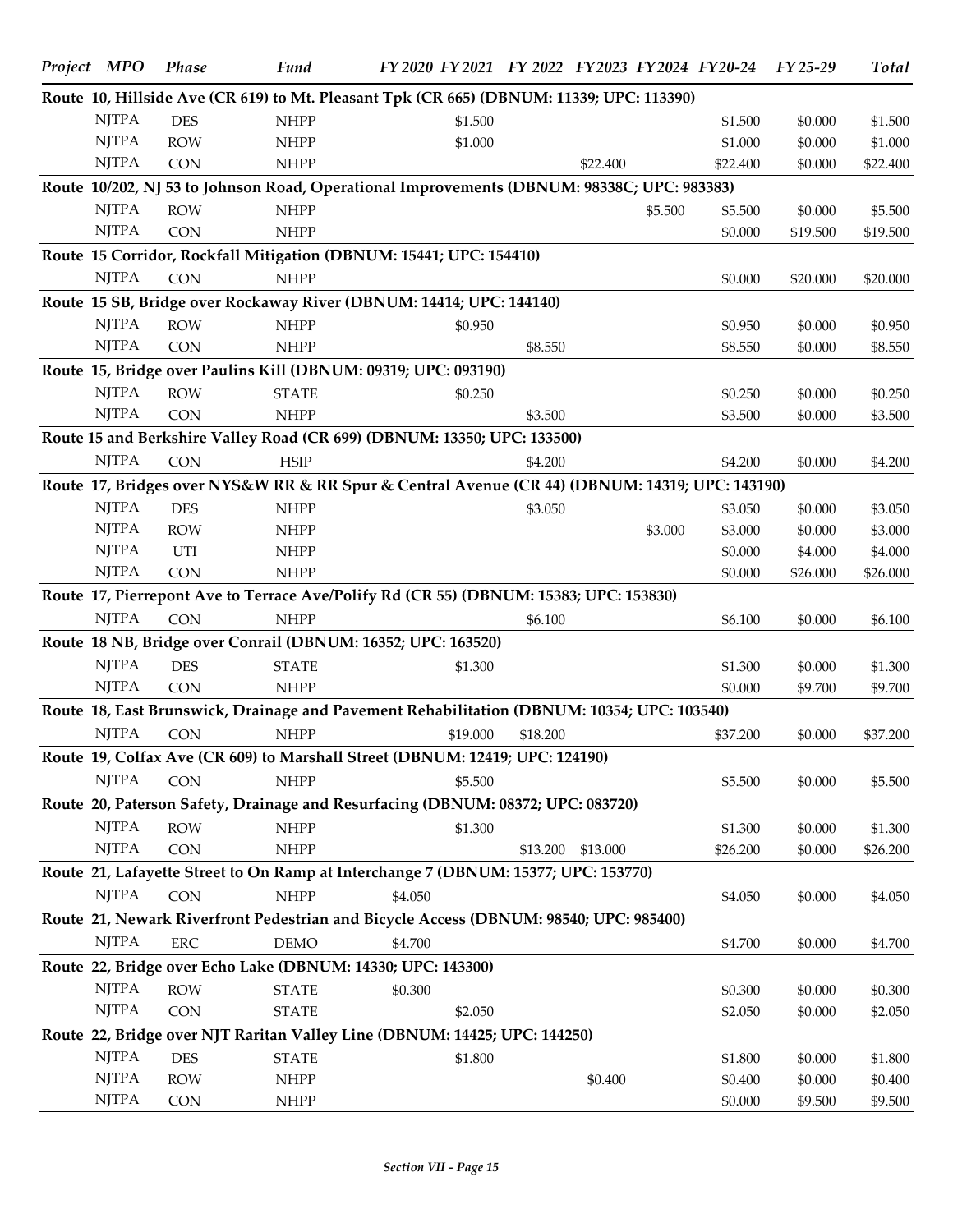| Project | MPO | Phase | Fund | FY 2020 | FY 2021 | FY 2022 | FY 2023 | FY 2024 | FY 20-24 | FY 25-29 | Total |
|---|---|---|---|---|---|---|---|---|---|---|---|
| **Route 10, Hillside Ave (CR 619) to Mt. Pleasant Tpk (CR 665) (DBNUM: 11339; UPC: 113390)** | | | | | | | | | | | |
| | NJTPA | DES | NHPP | | $1.500 | | | | $1.500 | $0.000 | $1.500 |
| | NJTPA | ROW | NHPP | | $1.000 | | | | $1.000 | $0.000 | $1.000 |
| | NJTPA | CON | NHPP | | | | $22.400 | | $22.400 | $0.000 | $22.400 |
| **Route 10/202, NJ 53 to Johnson Road, Operational Improvements (DBNUM: 98338C; UPC: 983383)** | | | | | | | | | | | |
| | NJTPA | ROW | NHPP | | | | | $5.500 | $5.500 | $0.000 | $5.500 |
| | NJTPA | CON | NHPP | | | | | | $0.000 | $19.500 | $19.500 |
| **Route 15 Corridor, Rockfall Mitigation (DBNUM: 15441; UPC: 154410)** | | | | | | | | | | | |
| | NJTPA | CON | NHPP | | | | | | $0.000 | $20.000 | $20.000 |
| **Route 15 SB, Bridge over Rockaway River (DBNUM: 14414; UPC: 144140)** | | | | | | | | | | | |
| | NJTPA | ROW | NHPP | | $0.950 | | | | $0.950 | $0.000 | $0.950 |
| | NJTPA | CON | NHPP | | | $8.550 | | | $8.550 | $0.000 | $8.550 |
| **Route 15, Bridge over Paulins Kill (DBNUM: 09319; UPC: 093190)** | | | | | | | | | | | |
| | NJTPA | ROW | STATE | | $0.250 | | | | $0.250 | $0.000 | $0.250 |
| | NJTPA | CON | NHPP | | | $3.500 | | | $3.500 | $0.000 | $3.500 |
| **Route 15 and Berkshire Valley Road (CR 699) (DBNUM: 13350; UPC: 133500)** | | | | | | | | | | | |
| | NJTPA | CON | HSIP | | | $4.200 | | | $4.200 | $0.000 | $4.200 |
| **Route 17, Bridges over NYS&W RR & RR Spur & Central Avenue (CR 44) (DBNUM: 14319; UPC: 143190)** | | | | | | | | | | | |
| | NJTPA | DES | NHPP | | | $3.050 | | | $3.050 | $0.000 | $3.050 |
| | NJTPA | ROW | NHPP | | | | | $3.000 | $3.000 | $0.000 | $3.000 |
| | NJTPA | UTI | NHPP | | | | | | $0.000 | $4.000 | $4.000 |
| | NJTPA | CON | NHPP | | | | | | $0.000 | $26.000 | $26.000 |
| **Route 17, Pierrepont Ave to Terrace Ave/Polify Rd (CR 55) (DBNUM: 15383; UPC: 153830)** | | | | | | | | | | | |
| | NJTPA | CON | NHPP | | | $6.100 | | | $6.100 | $0.000 | $6.100 |
| **Route 18 NB, Bridge over Conrail (DBNUM: 16352; UPC: 163520)** | | | | | | | | | | | |
| | NJTPA | DES | STATE | | $1.300 | | | | $1.300 | $0.000 | $1.300 |
| | NJTPA | CON | NHPP | | | | | | $0.000 | $9.700 | $9.700 |
| **Route 18, East Brunswick, Drainage and Pavement Rehabilitation (DBNUM: 10354; UPC: 103540)** | | | | | | | | | | | |
| | NJTPA | CON | NHPP | | $19.000 | $18.200 | | | $37.200 | $0.000 | $37.200 |
| **Route 19, Colfax Ave (CR 609) to Marshall Street (DBNUM: 12419; UPC: 124190)** | | | | | | | | | | | |
| | NJTPA | CON | NHPP | | $5.500 | | | | $5.500 | $0.000 | $5.500 |
| **Route 20, Paterson Safety, Drainage and Resurfacing (DBNUM: 08372; UPC: 083720)** | | | | | | | | | | | |
| | NJTPA | ROW | NHPP | | $1.300 | | | | $1.300 | $0.000 | $1.300 |
| | NJTPA | CON | NHPP | | | $13.200 | $13.000 | | $26.200 | $0.000 | $26.200 |
| **Route 21, Lafayette Street to On Ramp at Interchange 7 (DBNUM: 15377; UPC: 153770)** | | | | | | | | | | | |
| | NJTPA | CON | NHPP | $4.050 | | | | | $4.050 | $0.000 | $4.050 |
| **Route 21, Newark Riverfront Pedestrian and Bicycle Access (DBNUM: 98540; UPC: 985400)** | | | | | | | | | | | |
| | NJTPA | ERC | DEMO | $4.700 | | | | | $4.700 | $0.000 | $4.700 |
| **Route 22, Bridge over Echo Lake (DBNUM: 14330; UPC: 143300)** | | | | | | | | | | | |
| | NJTPA | ROW | STATE | $0.300 | | | | | $0.300 | $0.000 | $0.300 |
| | NJTPA | CON | STATE | | $2.050 | | | | $2.050 | $0.000 | $2.050 |
| **Route 22, Bridge over NJT Raritan Valley Line (DBNUM: 14425; UPC: 144250)** | | | | | | | | | | | |
| | NJTPA | DES | STATE | | $1.800 | | | | $1.800 | $0.000 | $1.800 |
| | NJTPA | ROW | NHPP | | | | $0.400 | | $0.400 | $0.000 | $0.400 |
| | NJTPA | CON | NHPP | | | | | | $0.000 | $9.500 | $9.500 |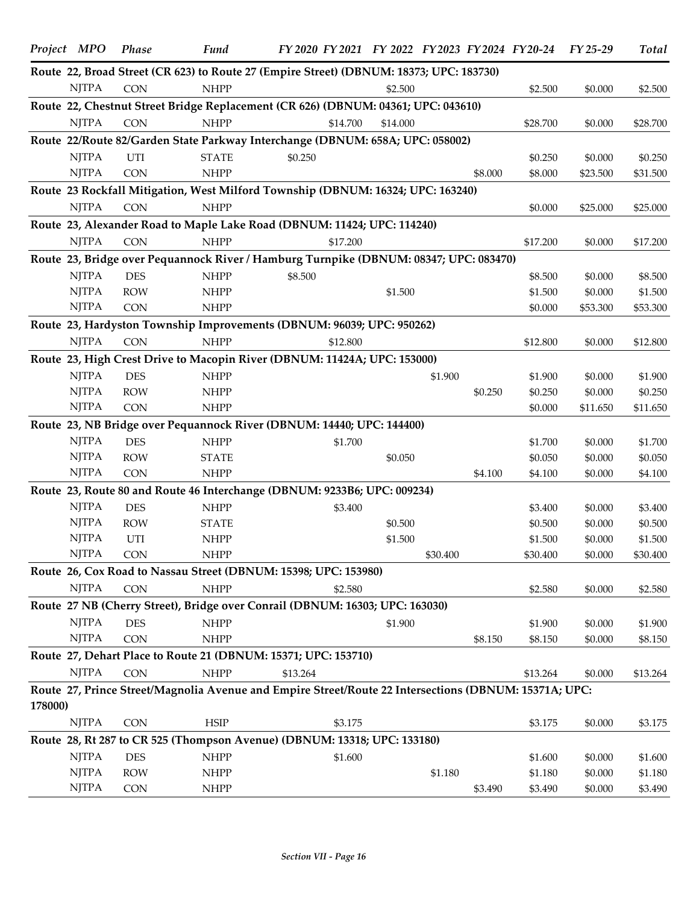| Project | MPO | Phase | Fund | FY 2020 | FY 2021 | FY 2022 | FY 2023 | FY 2024 | FY20-24 | FY 25-29 | Total |
|---|---|---|---|---|---|---|---|---|---|---|---|
| **Route 22, Broad Street (CR 623) to Route 27 (Empire Street) (DBNUM: 18373; UPC: 183730)** | | | | | | | | | | | |
| | NJTPA | CON | NHPP | | | $2.500 | | | $2.500 | $0.000 | $2.500 |
| **Route 22, Chestnut Street Bridge Replacement (CR 626) (DBNUM: 04361; UPC: 043610)** | | | | | | | | | | | |
| | NJTPA | CON | NHPP | | $14.700 | $14.000 | | | $28.700 | $0.000 | $28.700 |
| **Route 22/Route 82/Garden State Parkway Interchange (DBNUM: 658A; UPC: 058002)** | | | | | | | | | | | |
| | NJTPA | UTI | STATE | $0.250 | | | | | $0.250 | $0.000 | $0.250 |
| | NJTPA | CON | NHPP | | | | | $8.000 | $8.000 | $23.500 | $31.500 |
| **Route 23 Rockfall Mitigation, West Milford Township (DBNUM: 16324; UPC: 163240)** | | | | | | | | | | | |
| | NJTPA | CON | NHPP | | | | | | $0.000 | $25.000 | $25.000 |
| **Route 23, Alexander Road to Maple Lake Road (DBNUM: 11424; UPC: 114240)** | | | | | | | | | | | |
| | NJTPA | CON | NHPP | | $17.200 | | | | $17.200 | $0.000 | $17.200 |
| **Route 23, Bridge over Pequannock River / Hamburg Turnpike (DBNUM: 08347; UPC: 083470)** | | | | | | | | | | | |
| | NJTPA | DES | NHPP | $8.500 | | | | | $8.500 | $0.000 | $8.500 |
| | NJTPA | ROW | NHPP | | | $1.500 | | | $1.500 | $0.000 | $1.500 |
| | NJTPA | CON | NHPP | | | | | | $0.000 | $53.300 | $53.300 |
| **Route 23, Hardyston Township Improvements (DBNUM: 96039; UPC: 950262)** | | | | | | | | | | | |
| | NJTPA | CON | NHPP | | $12.800 | | | | $12.800 | $0.000 | $12.800 |
| **Route 23, High Crest Drive to Macopin River (DBNUM: 11424A; UPC: 153000)** | | | | | | | | | | | |
| | NJTPA | DES | NHPP | | | | $1.900 | | $1.900 | $0.000 | $1.900 |
| | NJTPA | ROW | NHPP | | | | | $0.250 | $0.250 | $0.000 | $0.250 |
| | NJTPA | CON | NHPP | | | | | | $0.000 | $11.650 | $11.650 |
| **Route 23, NB Bridge over Pequannock River (DBNUM: 14440; UPC: 144400)** | | | | | | | | | | | |
| | NJTPA | DES | NHPP | | $1.700 | | | | $1.700 | $0.000 | $1.700 |
| | NJTPA | ROW | STATE | | | $0.050 | | | $0.050 | $0.000 | $0.050 |
| | NJTPA | CON | NHPP | | | | | $4.100 | $4.100 | $0.000 | $4.100 |
| **Route 23, Route 80 and Route 46 Interchange (DBNUM: 9233B6; UPC: 009234)** | | | | | | | | | | | |
| | NJTPA | DES | NHPP | | $3.400 | | | | $3.400 | $0.000 | $3.400 |
| | NJTPA | ROW | STATE | | | $0.500 | | | $0.500 | $0.000 | $0.500 |
| | NJTPA | UTI | NHPP | | | $1.500 | | | $1.500 | $0.000 | $1.500 |
| | NJTPA | CON | NHPP | | | | $30.400 | | $30.400 | $0.000 | $30.400 |
| **Route 26, Cox Road to Nassau Street (DBNUM: 15398; UPC: 153980)** | | | | | | | | | | | |
| | NJTPA | CON | NHPP | | $2.580 | | | | $2.580 | $0.000 | $2.580 |
| **Route 27 NB (Cherry Street), Bridge over Conrail (DBNUM: 16303; UPC: 163030)** | | | | | | | | | | | |
| | NJTPA | DES | NHPP | | | $1.900 | | | $1.900 | $0.000 | $1.900 |
| | NJTPA | CON | NHPP | | | | | $8.150 | $8.150 | $0.000 | $8.150 |
| **Route 27, Dehart Place to Route 21 (DBNUM: 15371; UPC: 153710)** | | | | | | | | | | | |
| | NJTPA | CON | NHPP | $13.264 | | | | | $13.264 | $0.000 | $13.264 |
| **Route 27, Prince Street/Magnolia Avenue and Empire Street/Route 22 Intersections (DBNUM: 15371A; UPC: 178000)** | | | | | | | | | | | |
| | NJTPA | CON | HSIP | | $3.175 | | | | $3.175 | $0.000 | $3.175 |
| **Route 28, Rt 287 to CR 525 (Thompson Avenue) (DBNUM: 13318; UPC: 133180)** | | | | | | | | | | | |
| | NJTPA | DES | NHPP | | $1.600 | | | | $1.600 | $0.000 | $1.600 |
| | NJTPA | ROW | NHPP | | | | $1.180 | | $1.180 | $0.000 | $1.180 |
| | NJTPA | CON | NHPP | | | | | $3.490 | $3.490 | $0.000 | $3.490 |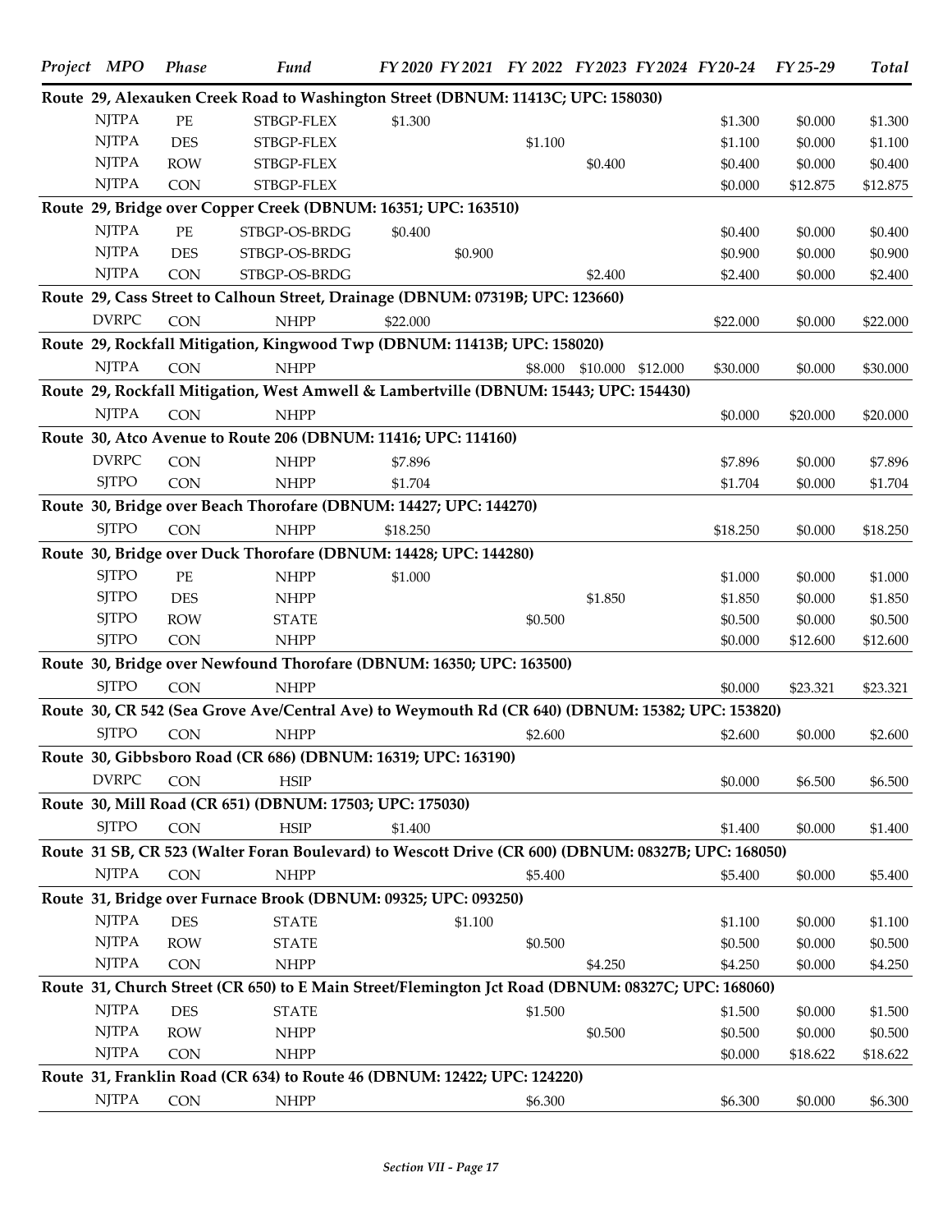| Project | MPO | Phase | Fund | FY 2020 | FY 2021 | FY 2022 | FY 2023 | FY 2024 | FY 20-24 | FY 25-29 | Total |
|---|---|---|---|---|---|---|---|---|---|---|---|
| **Route 29, Alexauken Creek Road to Washington Street (DBNUM: 11413C; UPC: 158030)** | | | | | | | | | | | |
| | NJTPA | PE | STBGP-FLEX | $1.300 | | | | | $1.300 | $0.000 | $1.300 |
| | NJTPA | DES | STBGP-FLEX | | | $1.100 | | | $1.100 | $0.000 | $1.100 |
| | NJTPA | ROW | STBGP-FLEX | | | | $0.400 | | $0.400 | $0.000 | $0.400 |
| | NJTPA | CON | STBGP-FLEX | | | | | | $0.000 | $12.875 | $12.875 |
| **Route 29, Bridge over Copper Creek (DBNUM: 16351; UPC: 163510)** | | | | | | | | | | | |
| | NJTPA | PE | STBGP-OS-BRDG | $0.400 | | | | | $0.400 | $0.000 | $0.400 |
| | NJTPA | DES | STBGP-OS-BRDG | | $0.900 | | | | $0.900 | $0.000 | $0.900 |
| | NJTPA | CON | STBGP-OS-BRDG | | | | $2.400 | | $2.400 | $0.000 | $2.400 |
| **Route 29, Cass Street to Calhoun Street, Drainage (DBNUM: 07319B; UPC: 123660)** | | | | | | | | | | | |
| | DVRPC | CON | NHPP | $22.000 | | | | | $22.000 | $0.000 | $22.000 |
| **Route 29, Rockfall Mitigation, Kingwood Twp (DBNUM: 11413B; UPC: 158020)** | | | | | | | | | | | |
| | NJTPA | CON | NHPP | | | $8.000 | $10.000 | $12.000 | $30.000 | $0.000 | $30.000 |
| **Route 29, Rockfall Mitigation, West Amwell & Lambertville (DBNUM: 15443; UPC: 154430)** | | | | | | | | | | | |
| | NJTPA | CON | NHPP | | | | | | $0.000 | $20.000 | $20.000 |
| **Route 30, Atco Avenue to Route 206 (DBNUM: 11416; UPC: 114160)** | | | | | | | | | | | |
| | DVRPC | CON | NHPP | $7.896 | | | | | $7.896 | $0.000 | $7.896 |
| | SJTPO | CON | NHPP | $1.704 | | | | | $1.704 | $0.000 | $1.704 |
| **Route 30, Bridge over Beach Thorofare (DBNUM: 14427; UPC: 144270)** | | | | | | | | | | | |
| | SJTPO | CON | NHPP | $18.250 | | | | | $18.250 | $0.000 | $18.250 |
| **Route 30, Bridge over Duck Thorofare (DBNUM: 14428; UPC: 144280)** | | | | | | | | | | | |
| | SJTPO | PE | NHPP | $1.000 | | | | | $1.000 | $0.000 | $1.000 |
| | SJTPO | DES | NHPP | | | | $1.850 | | $1.850 | $0.000 | $1.850 |
| | SJTPO | ROW | STATE | | | $0.500 | | | $0.500 | $0.000 | $0.500 |
| | SJTPO | CON | NHPP | | | | | | $0.000 | $12.600 | $12.600 |
| **Route 30, Bridge over Newfound Thorofare (DBNUM: 16350; UPC: 163500)** | | | | | | | | | | | |
| | SJTPO | CON | NHPP | | | | | | $0.000 | $23.321 | $23.321 |
| **Route 30, CR 542 (Sea Grove Ave/Central Ave) to Weymouth Rd (CR 640) (DBNUM: 15382; UPC: 153820)** | | | | | | | | | | | |
| | SJTPO | CON | NHPP | | | $2.600 | | | $2.600 | $0.000 | $2.600 |
| **Route 30, Gibbsboro Road (CR 686) (DBNUM: 16319; UPC: 163190)** | | | | | | | | | | | |
| | DVRPC | CON | HSIP | | | | | | $0.000 | $6.500 | $6.500 |
| **Route 30, Mill Road (CR 651) (DBNUM: 17503; UPC: 175030)** | | | | | | | | | | | |
| | SJTPO | CON | HSIP | $1.400 | | | | | $1.400 | $0.000 | $1.400 |
| **Route 31 SB, CR 523 (Walter Foran Boulevard) to Wescott Drive (CR 600) (DBNUM: 08327B; UPC: 168050)** | | | | | | | | | | | |
| | NJTPA | CON | NHPP | | | $5.400 | | | $5.400 | $0.000 | $5.400 |
| **Route 31, Bridge over Furnace Brook (DBNUM: 09325; UPC: 093250)** | | | | | | | | | | | |
| | NJTPA | DES | STATE | | $1.100 | | | | $1.100 | $0.000 | $1.100 |
| | NJTPA | ROW | STATE | | | $0.500 | | | $0.500 | $0.000 | $0.500 |
| | NJTPA | CON | NHPP | | | | $4.250 | | $4.250 | $0.000 | $4.250 |
| **Route 31, Church Street (CR 650) to E Main Street/Flemington Jct Road (DBNUM: 08327C; UPC: 168060)** | | | | | | | | | | | |
| | NJTPA | DES | STATE | | | $1.500 | | | $1.500 | $0.000 | $1.500 |
| | NJTPA | ROW | NHPP | | | | $0.500 | | $0.500 | $0.000 | $0.500 |
| | NJTPA | CON | NHPP | | | | | | $0.000 | $18.622 | $18.622 |
| **Route 31, Franklin Road (CR 634) to Route 46 (DBNUM: 12422; UPC: 124220)** | | | | | | | | | | | |
| | NJTPA | CON | NHPP | | | $6.300 | | | $6.300 | $0.000 | $6.300 |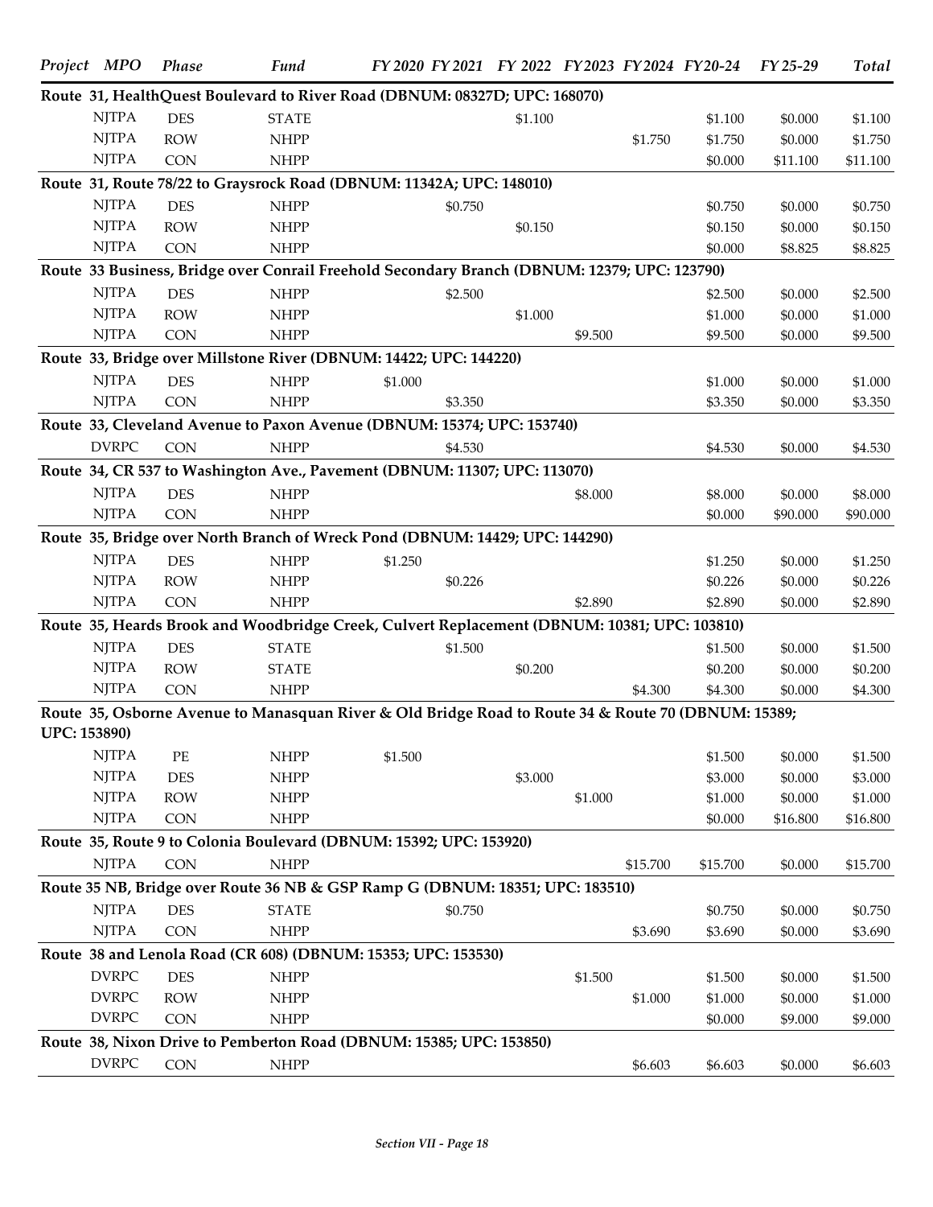| Project | MPO | Phase | Fund | FY 2020 | FY 2021 | FY 2022 | FY 2023 | FY 2024 | FY20-24 | FY 25-29 | Total |
|---|---|---|---|---|---|---|---|---|---|---|---|
| **Route 31, HealthQuest Boulevard to River Road (DBNUM: 08327D; UPC: 168070)** | | | | | | | | | | | |
| | NJTPA | DES | STATE | | | $1.100 | | | $1.100 | $0.000 | $1.100 |
| | NJTPA | ROW | NHPP | | | | | $1.750 | $1.750 | $0.000 | $1.750 |
| | NJTPA | CON | NHPP | | | | | | $0.000 | $11.100 | $11.100 |
| **Route 31, Route 78/22 to Graysrock Road (DBNUM: 11342A; UPC: 148010)** | | | | | | | | | | | |
| | NJTPA | DES | NHPP | | $0.750 | | | | $0.750 | $0.000 | $0.750 |
| | NJTPA | ROW | NHPP | | | $0.150 | | | $0.150 | $0.000 | $0.150 |
| | NJTPA | CON | NHPP | | | | | | $0.000 | $8.825 | $8.825 |
| **Route 33 Business, Bridge over Conrail Freehold Secondary Branch (DBNUM: 12379; UPC: 123790)** | | | | | | | | | | | |
| | NJTPA | DES | NHPP | | $2.500 | | | | $2.500 | $0.000 | $2.500 |
| | NJTPA | ROW | NHPP | | | $1.000 | | | $1.000 | $0.000 | $1.000 |
| | NJTPA | CON | NHPP | | | | $9.500 | | $9.500 | $0.000 | $9.500 |
| **Route 33, Bridge over Millstone River (DBNUM: 14422; UPC: 144220)** | | | | | | | | | | | |
| | NJTPA | DES | NHPP | $1.000 | | | | | $1.000 | $0.000 | $1.000 |
| | NJTPA | CON | NHPP | | $3.350 | | | | $3.350 | $0.000 | $3.350 |
| **Route 33, Cleveland Avenue to Paxon Avenue (DBNUM: 15374; UPC: 153740)** | | | | | | | | | | | |
| | DVRPC | CON | NHPP | | $4.530 | | | | $4.530 | $0.000 | $4.530 |
| **Route 34, CR 537 to Washington Ave., Pavement (DBNUM: 11307; UPC: 113070)** | | | | | | | | | | | |
| | NJTPA | DES | NHPP | | | | $8.000 | | $8.000 | $0.000 | $8.000 |
| | NJTPA | CON | NHPP | | | | | | $0.000 | $90.000 | $90.000 |
| **Route 35, Bridge over North Branch of Wreck Pond (DBNUM: 14429; UPC: 144290)** | | | | | | | | | | | |
| | NJTPA | DES | NHPP | $1.250 | | | | | $1.250 | $0.000 | $1.250 |
| | NJTPA | ROW | NHPP | | $0.226 | | | | $0.226 | $0.000 | $0.226 |
| | NJTPA | CON | NHPP | | | | $2.890 | | $2.890 | $0.000 | $2.890 |
| **Route 35, Heards Brook and Woodbridge Creek, Culvert Replacement (DBNUM: 10381; UPC: 103810)** | | | | | | | | | | | |
| | NJTPA | DES | STATE | | $1.500 | | | | $1.500 | $0.000 | $1.500 |
| | NJTPA | ROW | STATE | | | $0.200 | | | $0.200 | $0.000 | $0.200 |
| | NJTPA | CON | NHPP | | | | | $4.300 | $4.300 | $0.000 | $4.300 |
| **Route 35, Osborne Avenue to Manasquan River & Old Bridge Road to Route 34 & Route 70 (DBNUM: 15389; UPC: 153890)** | | | | | | | | | | | |
| | NJTPA | PE | NHPP | $1.500 | | | | | $1.500 | $0.000 | $1.500 |
| | NJTPA | DES | NHPP | | | $3.000 | | | $3.000 | $0.000 | $3.000 |
| | NJTPA | ROW | NHPP | | | | $1.000 | | $1.000 | $0.000 | $1.000 |
| | NJTPA | CON | NHPP | | | | | | $0.000 | $16.800 | $16.800 |
| **Route 35, Route 9 to Colonia Boulevard (DBNUM: 15392; UPC: 153920)** | | | | | | | | | | | |
| | NJTPA | CON | NHPP | | | | | $15.700 | $15.700 | $0.000 | $15.700 |
| **Route 35 NB, Bridge over Route 36 NB & GSP Ramp G (DBNUM: 18351; UPC: 183510)** | | | | | | | | | | | |
| | NJTPA | DES | STATE | | $0.750 | | | | $0.750 | $0.000 | $0.750 |
| | NJTPA | CON | NHPP | | | | | $3.690 | $3.690 | $0.000 | $3.690 |
| **Route 38 and Lenola Road (CR 608) (DBNUM: 15353; UPC: 153530)** | | | | | | | | | | | |
| | DVRPC | DES | NHPP | | | | $1.500 | | $1.500 | $0.000 | $1.500 |
| | DVRPC | ROW | NHPP | | | | | $1.000 | $1.000 | $0.000 | $1.000 |
| | DVRPC | CON | NHPP | | | | | | $0.000 | $9.000 | $9.000 |
| **Route 38, Nixon Drive to Pemberton Road (DBNUM: 15385; UPC: 153850)** | | | | | | | | | | | |
| | DVRPC | CON | NHPP | | | | | $6.603 | $6.603 | $0.000 | $6.603 |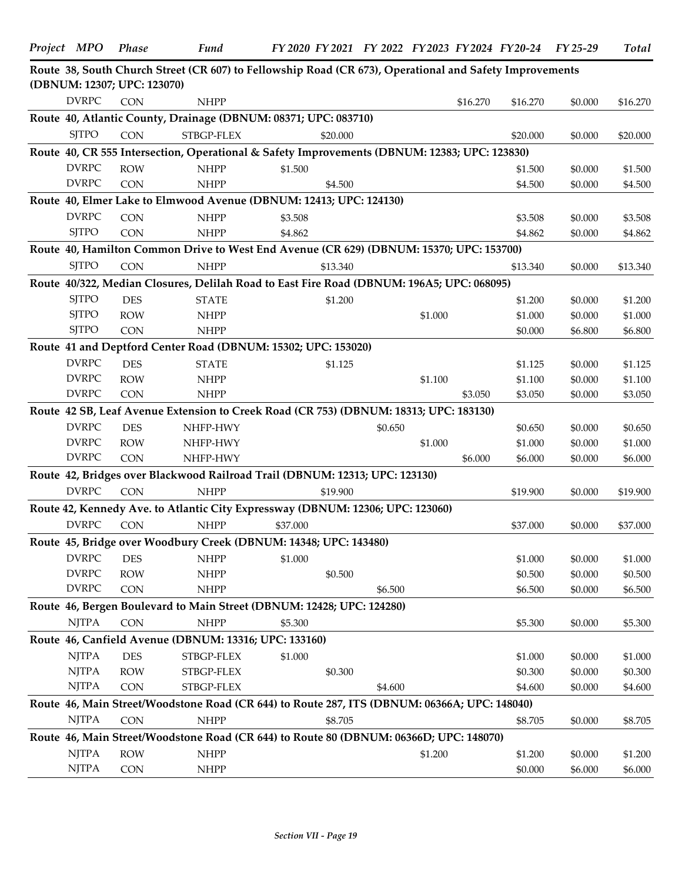| Project | MPO | Phase | Fund | FY 2020 | FY 2021 | FY 2022 | FY2023 | FY2024 | FY20-24 | FY 25-29 | Total |
|---|---|---|---|---|---|---|---|---|---|---|---|
| **Route 38, South Church Street (CR 607) to Fellowship Road (CR 673), Operational and Safety Improvements (DBNUM: 12307; UPC: 123070)** | | | | | | | | | | | |
| | DVRPC | CON | NHPP | | | | | $16.270 | $16.270 | $0.000 | $16.270 |
| **Route 40, Atlantic County, Drainage (DBNUM: 08371; UPC: 083710)** | | | | | | | | | | | |
| | SJTPO | CON | STBGP-FLEX | | $20.000 | | | | $20.000 | $0.000 | $20.000 |
| **Route 40, CR 555 Intersection, Operational & Safety Improvements (DBNUM: 12383; UPC: 123830)** | | | | | | | | | | | |
| | DVRPC | ROW | NHPP | $1.500 | | | | | $1.500 | $0.000 | $1.500 |
| | DVRPC | CON | NHPP | | $4.500 | | | | $4.500 | $0.000 | $4.500 |
| **Route 40, Elmer Lake to Elmwood Avenue (DBNUM: 12413; UPC: 124130)** | | | | | | | | | | | |
| | DVRPC | CON | NHPP | $3.508 | | | | | $3.508 | $0.000 | $3.508 |
| | SJTPO | CON | NHPP | $4.862 | | | | | $4.862 | $0.000 | $4.862 |
| **Route 40, Hamilton Common Drive to West End Avenue (CR 629) (DBNUM: 15370; UPC: 153700)** | | | | | | | | | | | |
| | SJTPO | CON | NHPP | | $13.340 | | | | $13.340 | $0.000 | $13.340 |
| **Route 40/322, Median Closures, Delilah Road to East Fire Road (DBNUM: 196A5; UPC: 068095)** | | | | | | | | | | | |
| | SJTPO | DES | STATE | | $1.200 | | | | $1.200 | $0.000 | $1.200 |
| | SJTPO | ROW | NHPP | | | | $1.000 | | $1.000 | $0.000 | $1.000 |
| | SJTPO | CON | NHPP | | | | | | $0.000 | $6.800 | $6.800 |
| **Route 41 and Deptford Center Road (DBNUM: 15302; UPC: 153020)** | | | | | | | | | | | |
| | DVRPC | DES | STATE | | $1.125 | | | | $1.125 | $0.000 | $1.125 |
| | DVRPC | ROW | NHPP | | | | $1.100 | | $1.100 | $0.000 | $1.100 |
| | DVRPC | CON | NHPP | | | | | $3.050 | $3.050 | $0.000 | $3.050 |
| **Route 42 SB, Leaf Avenue Extension to Creek Road (CR 753) (DBNUM: 18313; UPC: 183130)** | | | | | | | | | | | |
| | DVRPC | DES | NHFP-HWY | | | $0.650 | | | $0.650 | $0.000 | $0.650 |
| | DVRPC | ROW | NHFP-HWY | | | | $1.000 | | $1.000 | $0.000 | $1.000 |
| | DVRPC | CON | NHFP-HWY | | | | | $6.000 | $6.000 | $0.000 | $6.000 |
| **Route 42, Bridges over Blackwood Railroad Trail (DBNUM: 12313; UPC: 123130)** | | | | | | | | | | | |
| | DVRPC | CON | NHPP | | $19.900 | | | | $19.900 | $0.000 | $19.900 |
| **Route 42, Kennedy Ave. to Atlantic City Expressway (DBNUM: 12306; UPC: 123060)** | | | | | | | | | | | |
| | DVRPC | CON | NHPP | $37.000 | | | | | $37.000 | $0.000 | $37.000 |
| **Route 45, Bridge over Woodbury Creek (DBNUM: 14348; UPC: 143480)** | | | | | | | | | | | |
| | DVRPC | DES | NHPP | $1.000 | | | | | $1.000 | $0.000 | $1.000 |
| | DVRPC | ROW | NHPP | | $0.500 | | | | $0.500 | $0.000 | $0.500 |
| | DVRPC | CON | NHPP | | | $6.500 | | | $6.500 | $0.000 | $6.500 |
| **Route 46, Bergen Boulevard to Main Street (DBNUM: 12428; UPC: 124280)** | | | | | | | | | | | |
| | NJTPA | CON | NHPP | $5.300 | | | | | $5.300 | $0.000 | $5.300 |
| **Route 46, Canfield Avenue (DBNUM: 13316; UPC: 133160)** | | | | | | | | | | | |
| | NJTPA | DES | STBGP-FLEX | $1.000 | | | | | $1.000 | $0.000 | $1.000 |
| | NJTPA | ROW | STBGP-FLEX | | $0.300 | | | | $0.300 | $0.000 | $0.300 |
| | NJTPA | CON | STBGP-FLEX | | | $4.600 | | | $4.600 | $0.000 | $4.600 |
| **Route 46, Main Street/Woodstone Road (CR 644) to Route 287, ITS (DBNUM: 06366A; UPC: 148040)** | | | | | | | | | | | |
| | NJTPA | CON | NHPP | | $8.705 | | | | $8.705 | $0.000 | $8.705 |
| **Route 46, Main Street/Woodstone Road (CR 644) to Route 80 (DBNUM: 06366D; UPC: 148070)** | | | | | | | | | | | |
| | NJTPA | ROW | NHPP | | | | $1.200 | | $1.200 | $0.000 | $1.200 |
| | NJTPA | CON | NHPP | | | | | | $0.000 | $6.000 | $6.000 |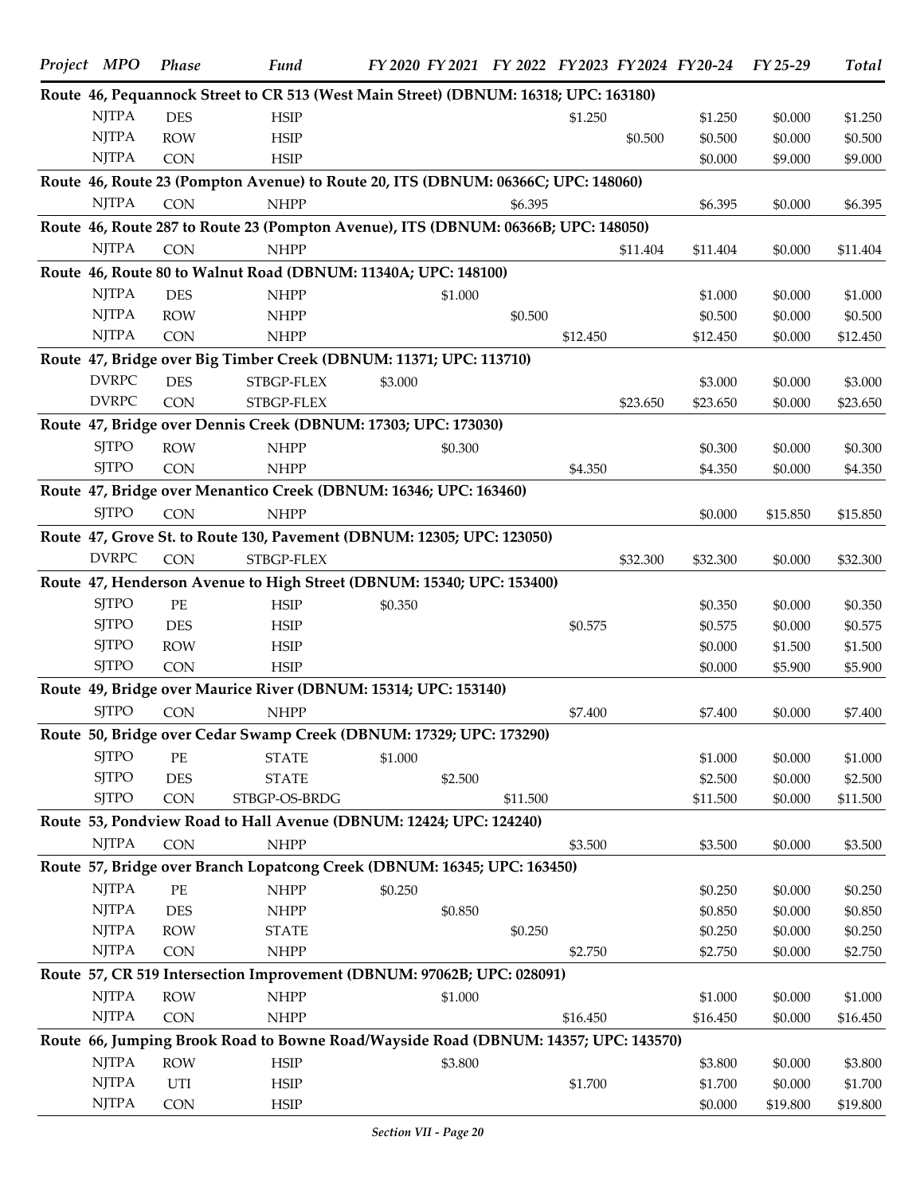| Project | MPO | Phase | Fund | FY 2020 | FY 2021 | FY 2022 | FY 2023 | FY 2024 | FY 20-24 | FY 25-29 | Total |
|---|---|---|---|---|---|---|---|---|---|---|---|
| **Route 46, Pequannock Street to CR 513 (West Main Street) (DBNUM: 16318; UPC: 163180)** | | | | | | | | | | | |
| | NJTPA | DES | HSIP | | | | $1.250 | | $1.250 | $0.000 | $1.250 |
| | NJTPA | ROW | HSIP | | | | | $0.500 | $0.500 | $0.000 | $0.500 |
| | NJTPA | CON | HSIP | | | | | | $0.000 | $9.000 | $9.000 |
| **Route 46, Route 23 (Pompton Avenue) to Route 20, ITS (DBNUM: 06366C; UPC: 148060)** | | | | | | | | | | | |
| | NJTPA | CON | NHPP | | | $6.395 | | | $6.395 | $0.000 | $6.395 |
| **Route 46, Route 287 to Route 23 (Pompton Avenue), ITS (DBNUM: 06366B; UPC: 148050)** | | | | | | | | | | | |
| | NJTPA | CON | NHPP | | | | | $11.404 | $11.404 | $0.000 | $11.404 |
| **Route 46, Route 80 to Walnut Road (DBNUM: 11340A; UPC: 148100)** | | | | | | | | | | | |
| | NJTPA | DES | NHPP | | $1.000 | | | | $1.000 | $0.000 | $1.000 |
| | NJTPA | ROW | NHPP | | | $0.500 | | | $0.500 | $0.000 | $0.500 |
| | NJTPA | CON | NHPP | | | | $12.450 | | $12.450 | $0.000 | $12.450 |
| **Route 47, Bridge over Big Timber Creek (DBNUM: 11371; UPC: 113710)** | | | | | | | | | | | |
| | DVRPC | DES | STBGP-FLEX | $3.000 | | | | | $3.000 | $0.000 | $3.000 |
| | DVRPC | CON | STBGP-FLEX | | | | | $23.650 | $23.650 | $0.000 | $23.650 |
| **Route 47, Bridge over Dennis Creek (DBNUM: 17303; UPC: 173030)** | | | | | | | | | | | |
| | SJTPO | ROW | NHPP | | $0.300 | | | | $0.300 | $0.000 | $0.300 |
| | SJTPO | CON | NHPP | | | | $4.350 | | $4.350 | $0.000 | $4.350 |
| **Route 47, Bridge over Menantico Creek (DBNUM: 16346; UPC: 163460)** | | | | | | | | | | | |
| | SJTPO | CON | NHPP | | | | | | $0.000 | $15.850 | $15.850 |
| **Route 47, Grove St. to Route 130, Pavement (DBNUM: 12305; UPC: 123050)** | | | | | | | | | | | |
| | DVRPC | CON | STBGP-FLEX | | | | | $32.300 | $32.300 | $0.000 | $32.300 |
| **Route 47, Henderson Avenue to High Street (DBNUM: 15340; UPC: 153400)** | | | | | | | | | | | |
| | SJTPO | PE | HSIP | $0.350 | | | | | $0.350 | $0.000 | $0.350 |
| | SJTPO | DES | HSIP | | | | $0.575 | | $0.575 | $0.000 | $0.575 |
| | SJTPO | ROW | HSIP | | | | | | $0.000 | $1.500 | $1.500 |
| | SJTPO | CON | HSIP | | | | | | $0.000 | $5.900 | $5.900 |
| **Route 49, Bridge over Maurice River (DBNUM: 15314; UPC: 153140)** | | | | | | | | | | | |
| | SJTPO | CON | NHPP | | | | $7.400 | | $7.400 | $0.000 | $7.400 |
| **Route 50, Bridge over Cedar Swamp Creek (DBNUM: 17329; UPC: 173290)** | | | | | | | | | | | |
| | SJTPO | PE | STATE | $1.000 | | | | | $1.000 | $0.000 | $1.000 |
| | SJTPO | DES | STATE | | $2.500 | | | | $2.500 | $0.000 | $2.500 |
| | SJTPO | CON | STBGP-OS-BRDG | | | $11.500 | | | $11.500 | $0.000 | $11.500 |
| **Route 53, Pondview Road to Hall Avenue (DBNUM: 12424; UPC: 124240)** | | | | | | | | | | | |
| | NJTPA | CON | NHPP | | | | $3.500 | | $3.500 | $0.000 | $3.500 |
| **Route 57, Bridge over Branch Lopatcong Creek (DBNUM: 16345; UPC: 163450)** | | | | | | | | | | | |
| | NJTPA | PE | NHPP | $0.250 | | | | | $0.250 | $0.000 | $0.250 |
| | NJTPA | DES | NHPP | | $0.850 | | | | $0.850 | $0.000 | $0.850 |
| | NJTPA | ROW | STATE | | | $0.250 | | | $0.250 | $0.000 | $0.250 |
| | NJTPA | CON | NHPP | | | | $2.750 | | $2.750 | $0.000 | $2.750 |
| **Route 57, CR 519 Intersection Improvement (DBNUM: 97062B; UPC: 028091)** | | | | | | | | | | | |
| | NJTPA | ROW | NHPP | | $1.000 | | | | $1.000 | $0.000 | $1.000 |
| | NJTPA | CON | NHPP | | | | $16.450 | | $16.450 | $0.000 | $16.450 |
| **Route 66, Jumping Brook Road to Bowne Road/Wayside Road (DBNUM: 14357; UPC: 143570)** | | | | | | | | | | | |
| | NJTPA | ROW | HSIP | | $3.800 | | | | $3.800 | $0.000 | $3.800 |
| | NJTPA | UTI | HSIP | | | | $1.700 | | $1.700 | $0.000 | $1.700 |
| | NJTPA | CON | HSIP | | | | | | $0.000 | $19.800 | $19.800 |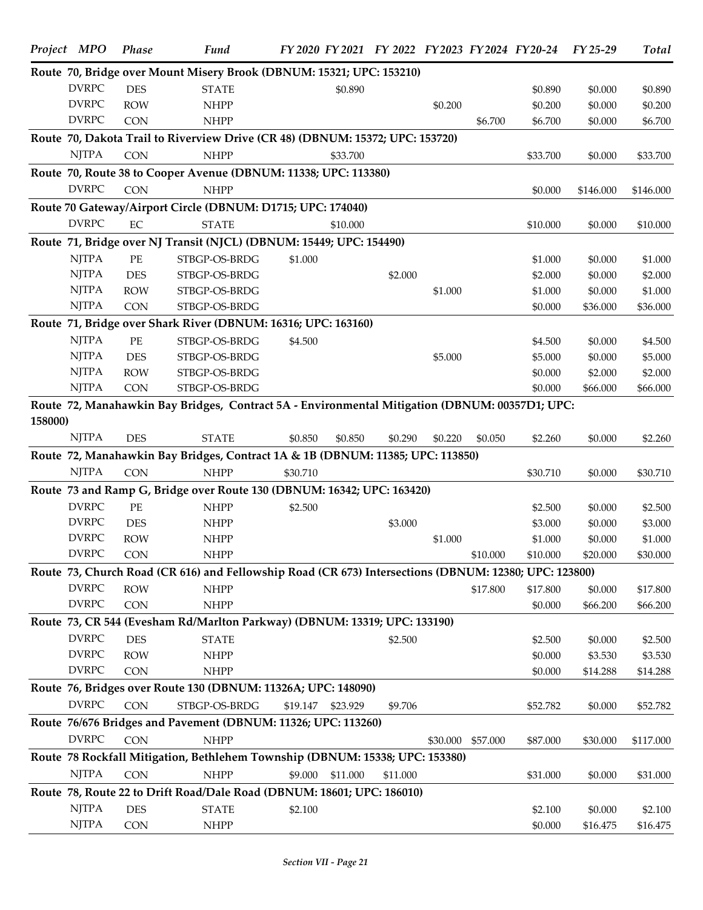| Project | MPO | Phase | Fund | FY 2020 | FY 2021 | FY 2022 | FY 2023 | FY 2024 | FY 20-24 | FY 25-29 | Total |
|---|---|---|---|---|---|---|---|---|---|---|---|
| **Route 70, Bridge over Mount Misery Brook (DBNUM: 15321; UPC: 153210)** | | | | | | | | | | | |
| | DVRPC | DES | STATE | | $0.890 | | | | $0.890 | $0.000 | $0.890 |
| | DVRPC | ROW | NHPP | | | | $0.200 | | $0.200 | $0.000 | $0.200 |
| | DVRPC | CON | NHPP | | | | | $6.700 | $6.700 | $0.000 | $6.700 |
| **Route 70, Dakota Trail to Riverview Drive (CR 48) (DBNUM: 15372; UPC: 153720)** | | | | | | | | | | | |
| | NJTPA | CON | NHPP | | $33.700 | | | | $33.700 | $0.000 | $33.700 |
| **Route 70, Route 38 to Cooper Avenue (DBNUM: 11338; UPC: 113380)** | | | | | | | | | | | |
| | DVRPC | CON | NHPP | | | | | | $0.000 | $146.000 | $146.000 |
| **Route 70 Gateway/Airport Circle (DBNUM: D1715; UPC: 174040)** | | | | | | | | | | | |
| | DVRPC | EC | STATE | | $10.000 | | | | $10.000 | $0.000 | $10.000 |
| **Route 71, Bridge over NJ Transit (NJCL) (DBNUM: 15449; UPC: 154490)** | | | | | | | | | | | |
| | NJTPA | PE | STBGP-OS-BRDG | $1.000 | | | | | $1.000 | $0.000 | $1.000 |
| | NJTPA | DES | STBGP-OS-BRDG | | | $2.000 | | | $2.000 | $0.000 | $2.000 |
| | NJTPA | ROW | STBGP-OS-BRDG | | | | $1.000 | | $1.000 | $0.000 | $1.000 |
| | NJTPA | CON | STBGP-OS-BRDG | | | | | | $0.000 | $36.000 | $36.000 |
| **Route 71, Bridge over Shark River (DBNUM: 16316; UPC: 163160)** | | | | | | | | | | | |
| | NJTPA | PE | STBGP-OS-BRDG | $4.500 | | | | | $4.500 | $0.000 | $4.500 |
| | NJTPA | DES | STBGP-OS-BRDG | | | | $5.000 | | $5.000 | $0.000 | $5.000 |
| | NJTPA | ROW | STBGP-OS-BRDG | | | | | | $0.000 | $2.000 | $2.000 |
| | NJTPA | CON | STBGP-OS-BRDG | | | | | | $0.000 | $66.000 | $66.000 |
| **Route 72, Manahawkin Bay Bridges, Contract 5A - Environmental Mitigation (DBNUM: 00357D1; UPC: 158000)** | | | | | | | | | | | |
| | NJTPA | DES | STATE | $0.850 | $0.850 | $0.290 | $0.220 | $0.050 | $2.260 | $0.000 | $2.260 |
| **Route 72, Manahawkin Bay Bridges, Contract 1A & 1B (DBNUM: 11385; UPC: 113850)** | | | | | | | | | | | |
| | NJTPA | CON | NHPP | $30.710 | | | | | $30.710 | $0.000 | $30.710 |
| **Route 73 and Ramp G, Bridge over Route 130 (DBNUM: 16342; UPC: 163420)** | | | | | | | | | | | |
| | DVRPC | PE | NHPP | $2.500 | | | | | $2.500 | $0.000 | $2.500 |
| | DVRPC | DES | NHPP | | | $3.000 | | | $3.000 | $0.000 | $3.000 |
| | DVRPC | ROW | NHPP | | | | $1.000 | | $1.000 | $0.000 | $1.000 |
| | DVRPC | CON | NHPP | | | | | $10.000 | $10.000 | $20.000 | $30.000 |
| **Route 73, Church Road (CR 616) and Fellowship Road (CR 673) Intersections (DBNUM: 12380; UPC: 123800)** | | | | | | | | | | | |
| | DVRPC | ROW | NHPP | | | | | $17.800 | $17.800 | $0.000 | $17.800 |
| | DVRPC | CON | NHPP | | | | | | $0.000 | $66.200 | $66.200 |
| **Route 73, CR 544 (Evesham Rd/Marlton Parkway) (DBNUM: 13319; UPC: 133190)** | | | | | | | | | | | |
| | DVRPC | DES | STATE | | | $2.500 | | | $2.500 | $0.000 | $2.500 |
| | DVRPC | ROW | NHPP | | | | | | $0.000 | $3.530 | $3.530 |
| | DVRPC | CON | NHPP | | | | | | $0.000 | $14.288 | $14.288 |
| **Route 76, Bridges over Route 130 (DBNUM: 11326A; UPC: 148090)** | | | | | | | | | | | |
| | DVRPC | CON | STBGP-OS-BRDG | $19.147 | $23.929 | $9.706 | | | $52.782 | $0.000 | $52.782 |
| **Route 76/676 Bridges and Pavement (DBNUM: 11326; UPC: 113260)** | | | | | | | | | | | |
| | DVRPC | CON | NHPP | | | | $30.000 | $57.000 | $87.000 | $30.000 | $117.000 |
| **Route 78 Rockfall Mitigation, Bethlehem Township (DBNUM: 15338; UPC: 153380)** | | | | | | | | | | | |
| | NJTPA | CON | NHPP | $9.000 | $11.000 | $11.000 | | | $31.000 | $0.000 | $31.000 |
| **Route 78, Route 22 to Drift Road/Dale Road (DBNUM: 18601; UPC: 186010)** | | | | | | | | | | | |
| | NJTPA | DES | STATE | $2.100 | | | | | $2.100 | $0.000 | $2.100 |
| | NJTPA | CON | NHPP | | | | | | $0.000 | $16.475 | $16.475 |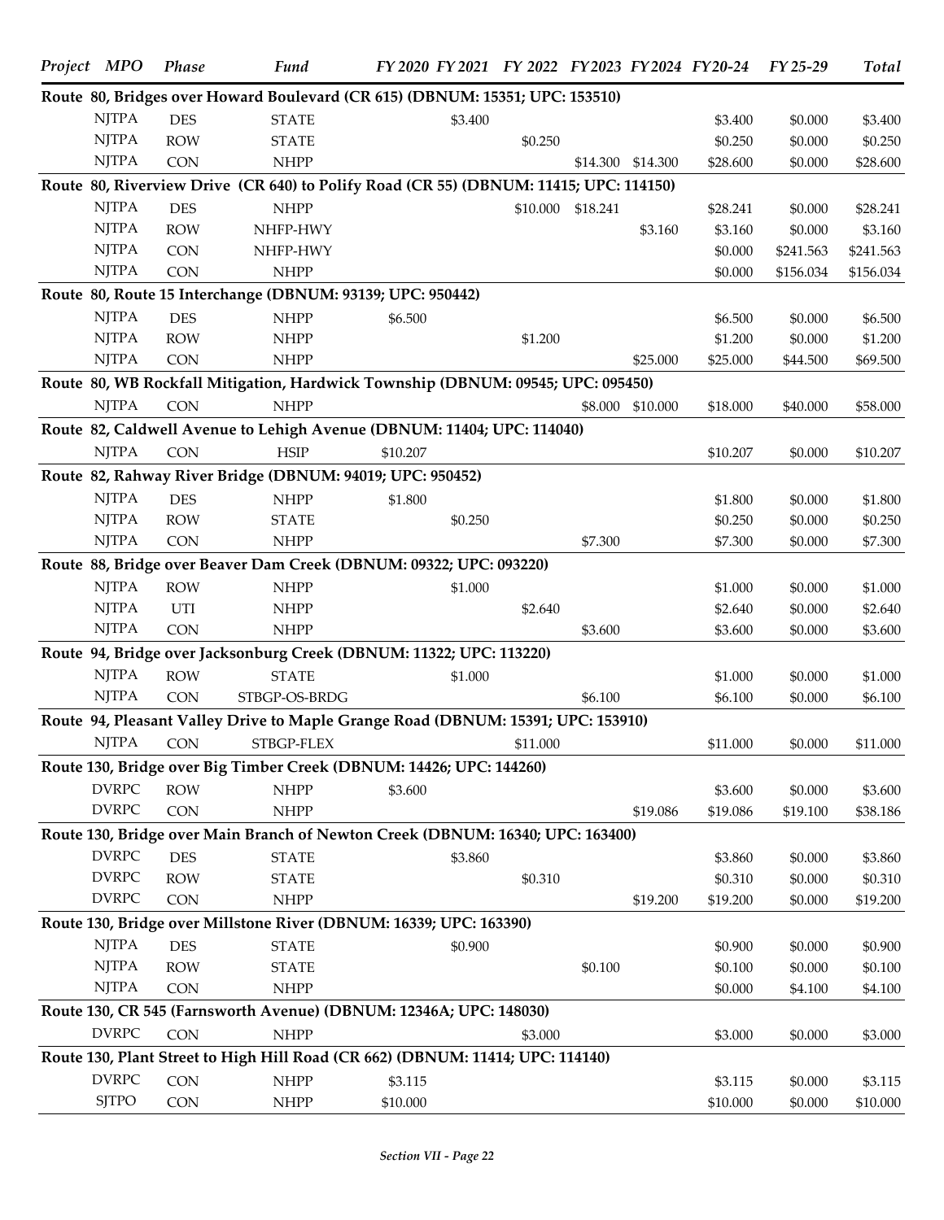| Project | MPO | Phase | Fund | FY 2020 | FY 2021 | FY 2022 | FY 2023 | FY 2024 | FY 20-24 | FY 25-29 | Total |
|---|---|---|---|---|---|---|---|---|---|---|---|
| **Route 80, Bridges over Howard Boulevard (CR 615) (DBNUM: 15351; UPC: 153510)** | | | | | | | | | | | |
| | NJTPA | DES | STATE | | $3.400 | | | | $3.400 | $0.000 | $3.400 |
| | NJTPA | ROW | STATE | | | $0.250 | | | $0.250 | $0.000 | $0.250 |
| | NJTPA | CON | NHPP | | | | $14.300 | $14.300 | $28.600 | $0.000 | $28.600 |
| **Route 80, Riverview Drive (CR 640) to Polify Road (CR 55) (DBNUM: 11415; UPC: 114150)** | | | | | | | | | | | |
| | NJTPA | DES | NHPP | | | $10.000 | $18.241 | | $28.241 | $0.000 | $28.241 |
| | NJTPA | ROW | NHFP-HWY | | | | | $3.160 | $3.160 | $0.000 | $3.160 |
| | NJTPA | CON | NHFP-HWY | | | | | | $0.000 | $241.563 | $241.563 |
| | NJTPA | CON | NHPP | | | | | | $0.000 | $156.034 | $156.034 |
| **Route 80, Route 15 Interchange (DBNUM: 93139; UPC: 950442)** | | | | | | | | | | | |
| | NJTPA | DES | NHPP | $6.500 | | | | | $6.500 | $0.000 | $6.500 |
| | NJTPA | ROW | NHPP | | | $1.200 | | | $1.200 | $0.000 | $1.200 |
| | NJTPA | CON | NHPP | | | | | $25.000 | $25.000 | $44.500 | $69.500 |
| **Route 80, WB Rockfall Mitigation, Hardwick Township (DBNUM: 09545; UPC: 095450)** | | | | | | | | | | | |
| | NJTPA | CON | NHPP | | | | $8.000 | $10.000 | $18.000 | $40.000 | $58.000 |
| **Route 82, Caldwell Avenue to Lehigh Avenue (DBNUM: 11404; UPC: 114040)** | | | | | | | | | | | |
| | NJTPA | CON | HSIP | $10.207 | | | | | $10.207 | $0.000 | $10.207 |
| **Route 82, Rahway River Bridge (DBNUM: 94019; UPC: 950452)** | | | | | | | | | | | |
| | NJTPA | DES | NHPP | $1.800 | | | | | $1.800 | $0.000 | $1.800 |
| | NJTPA | ROW | STATE | | $0.250 | | | | $0.250 | $0.000 | $0.250 |
| | NJTPA | CON | NHPP | | | | $7.300 | | $7.300 | $0.000 | $7.300 |
| **Route 88, Bridge over Beaver Dam Creek (DBNUM: 09322; UPC: 093220)** | | | | | | | | | | | |
| | NJTPA | ROW | NHPP | | $1.000 | | | | $1.000 | $0.000 | $1.000 |
| | NJTPA | UTI | NHPP | | | $2.640 | | | $2.640 | $0.000 | $2.640 |
| | NJTPA | CON | NHPP | | | | $3.600 | | $3.600 | $0.000 | $3.600 |
| **Route 94, Bridge over Jacksonburg Creek (DBNUM: 11322; UPC: 113220)** | | | | | | | | | | | |
| | NJTPA | ROW | STATE | | $1.000 | | | | $1.000 | $0.000 | $1.000 |
| | NJTPA | CON | STBGP-OS-BRDG | | | | $6.100 | | $6.100 | $0.000 | $6.100 |
| **Route 94, Pleasant Valley Drive to Maple Grange Road (DBNUM: 15391; UPC: 153910)** | | | | | | | | | | | |
| | NJTPA | CON | STBGP-FLEX | | | $11.000 | | | $11.000 | $0.000 | $11.000 |
| **Route 130, Bridge over Big Timber Creek (DBNUM: 14426; UPC: 144260)** | | | | | | | | | | | |
| | DVRPC | ROW | NHPP | $3.600 | | | | | $3.600 | $0.000 | $3.600 |
| | DVRPC | CON | NHPP | | | | | $19.086 | $19.086 | $19.100 | $38.186 |
| **Route 130, Bridge over Main Branch of Newton Creek (DBNUM: 16340; UPC: 163400)** | | | | | | | | | | | |
| | DVRPC | DES | STATE | | $3.860 | | | | $3.860 | $0.000 | $3.860 |
| | DVRPC | ROW | STATE | | | $0.310 | | | $0.310 | $0.000 | $0.310 |
| | DVRPC | CON | NHPP | | | | | $19.200 | $19.200 | $0.000 | $19.200 |
| **Route 130, Bridge over Millstone River (DBNUM: 16339; UPC: 163390)** | | | | | | | | | | | |
| | NJTPA | DES | STATE | | $0.900 | | | | $0.900 | $0.000 | $0.900 |
| | NJTPA | ROW | STATE | | | | $0.100 | | $0.100 | $0.000 | $0.100 |
| | NJTPA | CON | NHPP | | | | | | $0.000 | $4.100 | $4.100 |
| **Route 130, CR 545 (Farnsworth Avenue) (DBNUM: 12346A; UPC: 148030)** | | | | | | | | | | | |
| | DVRPC | CON | NHPP | | | $3.000 | | | $3.000 | $0.000 | $3.000 |
| **Route 130, Plant Street to High Hill Road (CR 662) (DBNUM: 11414; UPC: 114140)** | | | | | | | | | | | |
| | DVRPC | CON | NHPP | $3.115 | | | | | $3.115 | $0.000 | $3.115 |
| | SJTPO | CON | NHPP | $10.000 | | | | | $10.000 | $0.000 | $10.000 |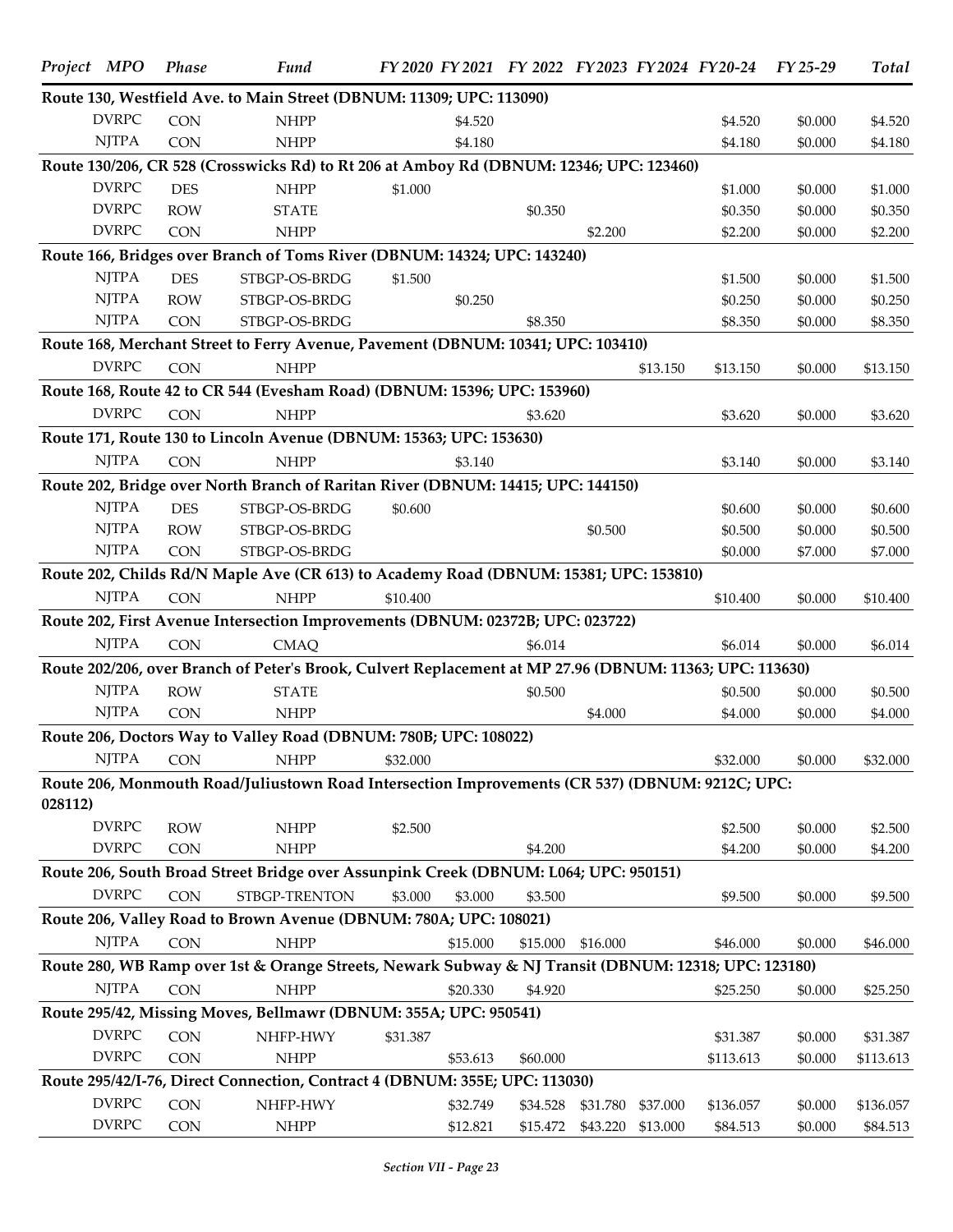| Project | MPO | Phase | Fund | FY 2020 | FY 2021 | FY 2022 | FY 2023 | FY 2024 | FY 20-24 | FY 25-29 | Total |
|---|---|---|---|---|---|---|---|---|---|---|---|
| **Route 130, Westfield Ave. to Main Street (DBNUM: 11309; UPC: 113090)** | | | | | | | | | | | |
| | DVRPC | CON | NHPP | | $4.520 | | | | $4.520 | $0.000 | $4.520 |
| | NJTPA | CON | NHPP | | $4.180 | | | | $4.180 | $0.000 | $4.180 |
| **Route 130/206, CR 528 (Crosswicks Rd) to Rt 206 at Amboy Rd (DBNUM: 12346; UPC: 123460)** | | | | | | | | | | | |
| | DVRPC | DES | NHPP | $1.000 | | | | | $1.000 | $0.000 | $1.000 |
| | DVRPC | ROW | STATE | | | $0.350 | | | $0.350 | $0.000 | $0.350 |
| | DVRPC | CON | NHPP | | | | $2.200 | | $2.200 | $0.000 | $2.200 |
| **Route 166, Bridges over Branch of Toms River (DBNUM: 14324; UPC: 143240)** | | | | | | | | | | | |
| | NJTPA | DES | STBGP-OS-BRDG | $1.500 | | | | | $1.500 | $0.000 | $1.500 |
| | NJTPA | ROW | STBGP-OS-BRDG | | $0.250 | | | | $0.250 | $0.000 | $0.250 |
| | NJTPA | CON | STBGP-OS-BRDG | | | $8.350 | | | $8.350 | $0.000 | $8.350 |
| **Route 168, Merchant Street to Ferry Avenue, Pavement (DBNUM: 10341; UPC: 103410)** | | | | | | | | | | | |
| | DVRPC | CON | NHPP | | | | | $13.150 | $13.150 | $0.000 | $13.150 |
| **Route 168, Route 42 to CR 544 (Evesham Road) (DBNUM: 15396; UPC: 153960)** | | | | | | | | | | | |
| | DVRPC | CON | NHPP | | | $3.620 | | | $3.620 | $0.000 | $3.620 |
| **Route 171, Route 130 to Lincoln Avenue (DBNUM: 15363; UPC: 153630)** | | | | | | | | | | | |
| | NJTPA | CON | NHPP | | $3.140 | | | | $3.140 | $0.000 | $3.140 |
| **Route 202, Bridge over North Branch of Raritan River (DBNUM: 14415; UPC: 144150)** | | | | | | | | | | | |
| | NJTPA | DES | STBGP-OS-BRDG | $0.600 | | | | | $0.600 | $0.000 | $0.600 |
| | NJTPA | ROW | STBGP-OS-BRDG | | | | $0.500 | | $0.500 | $0.000 | $0.500 |
| | NJTPA | CON | STBGP-OS-BRDG | | | | | | $0.000 | $7.000 | $7.000 |
| **Route 202, Childs Rd/N Maple Ave (CR 613) to Academy Road (DBNUM: 15381; UPC: 153810)** | | | | | | | | | | | |
| | NJTPA | CON | NHPP | $10.400 | | | | | $10.400 | $0.000 | $10.400 |
| **Route 202, First Avenue Intersection Improvements (DBNUM: 02372B; UPC: 023722)** | | | | | | | | | | | |
| | NJTPA | CON | CMAQ | | | $6.014 | | | $6.014 | $0.000 | $6.014 |
| **Route 202/206, over Branch of Peter's Brook, Culvert Replacement at MP 27.96 (DBNUM: 11363; UPC: 113630)** | | | | | | | | | | | |
| | NJTPA | ROW | STATE | | | $0.500 | | | $0.500 | $0.000 | $0.500 |
| | NJTPA | CON | NHPP | | | | $4.000 | | $4.000 | $0.000 | $4.000 |
| **Route 206, Doctors Way to Valley Road (DBNUM: 780B; UPC: 108022)** | | | | | | | | | | | |
| | NJTPA | CON | NHPP | $32.000 | | | | | $32.000 | $0.000 | $32.000 |
| **Route 206, Monmouth Road/Juliustown Road Intersection Improvements (CR 537) (DBNUM: 9212C; UPC: 028112)** | | | | | | | | | | | |
| | DVRPC | ROW | NHPP | $2.500 | | | | | $2.500 | $0.000 | $2.500 |
| | DVRPC | CON | NHPP | | | $4.200 | | | $4.200 | $0.000 | $4.200 |
| **Route 206, South Broad Street Bridge over Assunpink Creek (DBNUM: L064; UPC: 950151)** | | | | | | | | | | | |
| | DVRPC | CON | STBGP-TRENTON | $3.000 | $3.000 | $3.500 | | | $9.500 | $0.000 | $9.500 |
| **Route 206, Valley Road to Brown Avenue (DBNUM: 780A; UPC: 108021)** | | | | | | | | | | | |
| | NJTPA | CON | NHPP | | $15.000 | $15.000 | $16.000 | | $46.000 | $0.000 | $46.000 |
| **Route 280, WB Ramp over 1st & Orange Streets, Newark Subway & NJ Transit (DBNUM: 12318; UPC: 123180)** | | | | | | | | | | | |
| | NJTPA | CON | NHPP | | $20.330 | $4.920 | | | $25.250 | $0.000 | $25.250 |
| **Route 295/42, Missing Moves, Bellmawr (DBNUM: 355A; UPC: 950541)** | | | | | | | | | | | |
| | DVRPC | CON | NHFP-HWY | $31.387 | | | | | $31.387 | $0.000 | $31.387 |
| | DVRPC | CON | NHPP | | $53.613 | $60.000 | | | $113.613 | $0.000 | $113.613 |
| **Route 295/42/I-76, Direct Connection, Contract 4 (DBNUM: 355E; UPC: 113030)** | | | | | | | | | | | |
| | DVRPC | CON | NHFP-HWY | | $32.749 | $34.528 | $31.780 | $37.000 | $136.057 | $0.000 | $136.057 |
| | DVRPC | CON | NHPP | | $12.821 | $15.472 | $43.220 | $13.000 | $84.513 | $0.000 | $84.513 |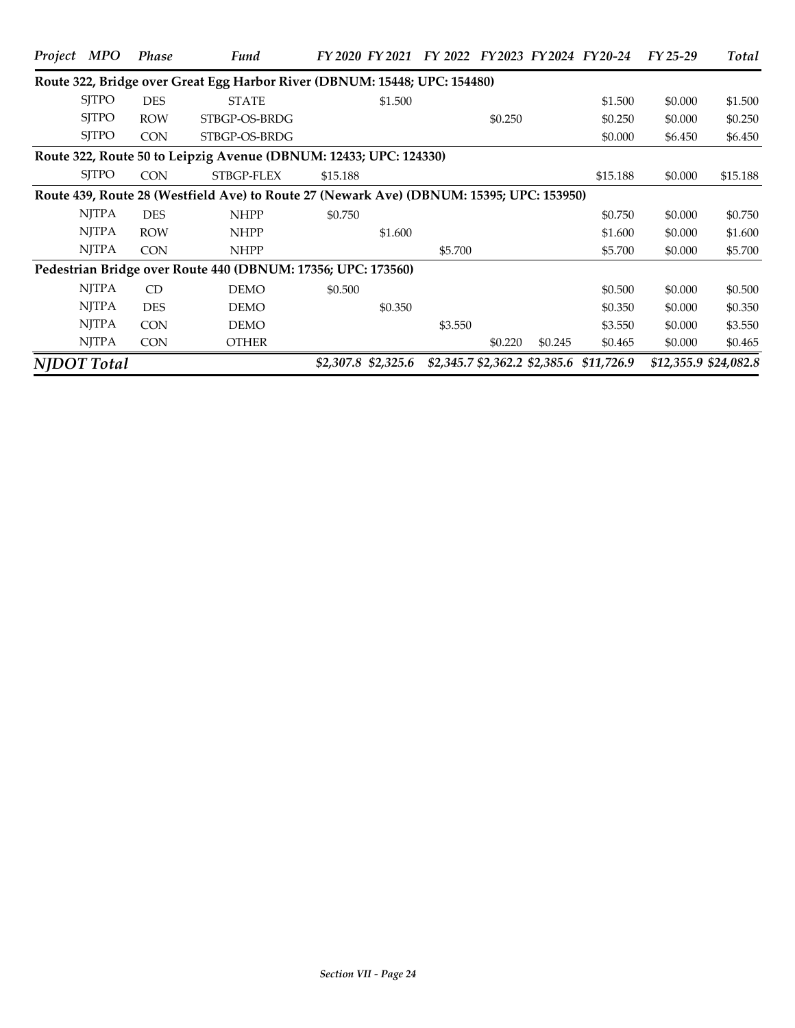| Project | MPO | Phase | Fund | FY 2020 | FY 2021 | FY 2022 | FY 2023 | FY 2024 | FY20-24 | FY 25-29 | Total |
|---|---|---|---|---|---|---|---|---|---|---|---|
| **Route 322, Bridge over Great Egg Harbor River (DBNUM: 15448; UPC: 154480)** | | | | | | | | | | | |
| | SJTPO | DES | STATE | | $1.500 | | | | $1.500 | $0.000 | $1.500 |
| | SJTPO | ROW | STBGP-OS-BRDG | | | | $0.250 | | $0.250 | $0.000 | $0.250 |
| | SJTPO | CON | STBGP-OS-BRDG | | | | | | $0.000 | $6.450 | $6.450 |
| **Route 322, Route 50 to Leipzig Avenue (DBNUM: 12433; UPC: 124330)** | | | | | | | | | | | |
| | SJTPO | CON | STBGP-FLEX | $15.188 | | | | | $15.188 | $0.000 | $15.188 |
| **Route 439, Route 28 (Westfield Ave) to Route 27 (Newark Ave) (DBNUM: 15395; UPC: 153950)** | | | | | | | | | | | |
| | NJTPA | DES | NHPP | $0.750 | | | | | $0.750 | $0.000 | $0.750 |
| | NJTPA | ROW | NHPP | | $1.600 | | | | $1.600 | $0.000 | $1.600 |
| | NJTPA | CON | NHPP | | | $5.700 | | | $5.700 | $0.000 | $5.700 |
| **Pedestrian Bridge over Route 440 (DBNUM: 17356; UPC: 173560)** | | | | | | | | | | | |
| | NJTPA | CD | DEMO | $0.500 | | | | | $0.500 | $0.000 | $0.500 |
| | NJTPA | DES | DEMO | | $0.350 | | | | $0.350 | $0.000 | $0.350 |
| | NJTPA | CON | DEMO | | | $3.550 | | | $3.550 | $0.000 | $3.550 |
| | NJTPA | CON | OTHER | | | | $0.220 | $0.245 | $0.465 | $0.000 | $0.465 |
| ***NJDOT Total*** | | | | *$2,307.8* | *$2,325.6* | *$2,345.7* | *$2,362.2* | *$2,385.6* | *$11,726.9* | *$12,355.9* | *$24,082.8* |